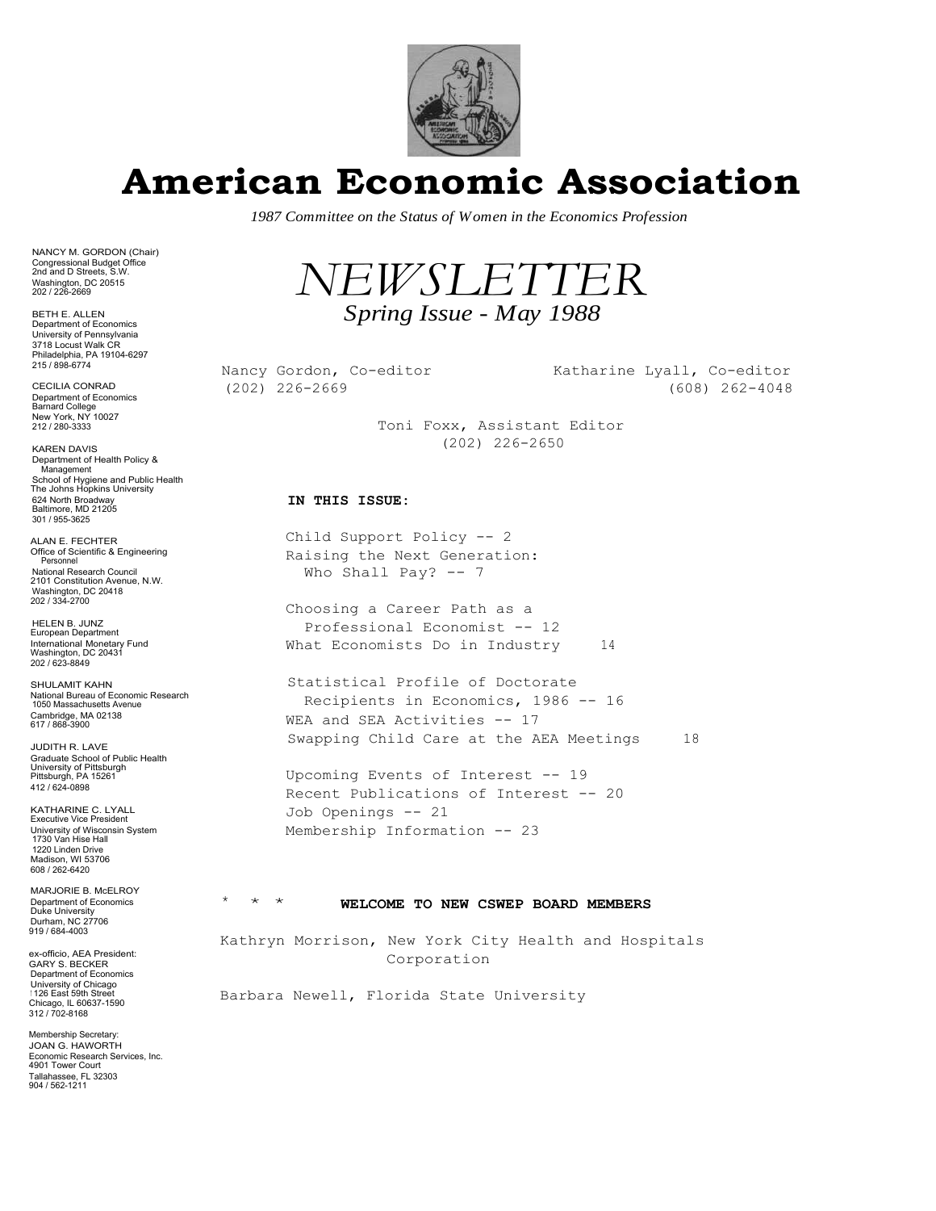# American Economic Association

*1987 Committee on the Status of Women in the Economics Profession*

NANCY M. GORDON (Chair)
Congressional Budget Office
2nd and D Streets, S.W.
Washington, DC 20515
202 / 226-2669

BETH E. ALLEN
Department of Economics
University of Pennsylvania
3718 Locust Walk CR
Philadelphia, PA 19104-6297
215 / 898-6774

CECILIA CONRAD
Department of Economics
Barnard College
New York, NY 10027
212 / 280-3333

KAREN DAVIS
Department of Health Policy & Management
School of Hygiene and Public Health
The Johns Hopkins University
624 North Broadway
Baltimore, MD 21205
301 / 955-3625

ALAN E. FECHTER
Office of Scientific & Engineering Personnel
National Research Council
2101 Constitution Avenue, N.W.
Washington, DC 20418
202 / 334-2700

HELEN B. JUNZ
European Department
International Monetary Fund
Washington, DC 20431
202 / 623-8849

SHULAMIT KAHN
National Bureau of Economic Research
1050 Massachusetts Avenue
Cambridge, MA 02138
617 / 868-3900

JUDITH R. LAVE
Graduate School of Public Health
University of Pittsburgh
Pittsburgh, PA 15261
412 / 624-0898

KATHARINE C. LYALL
Executive Vice President
University of Wisconsin System
1730 Van Hise Hall
1220 Linden Drive
Madison, WI 53706
608 / 262-6420

MARJORIE B. McELROY
Department of Economics
Duke University
Durham, NC 27706
919 / 684-4003

ex-officio, AEA President:
GARY S. BECKER
Department of Economics
University of Chicago
1126 East 59th Street
Chicago, IL 60637-1590
312 / 702-8168

Membership Secretary:
JOAN G. HAWORTH
Economic Research Services, Inc.
4901 Tower Court
Tallahassee, FL 32303
904 / 562-1211

# *NEWSLETTER*

## *Spring Issue - May 1988*

Nancy Gordon, Co-editor (202) 226-2669

Katharine Lyall, Co-editor (608) 262-4048

Toni Foxx, Assistant Editor (202) 226-2650

**IN THIS ISSUE:**

Child Support Policy -- 2
Raising the Next Generation: Who Shall Pay? -- 7

Choosing a Career Path as a Professional Economist -- 12
What Economists Do in Industry 14

Statistical Profile of Doctorate Recipients in Economics, 1986 -- 16
WEA and SEA Activities -- 17
Swapping Child Care at the AEA Meetings 18

Upcoming Events of Interest -- 19
Recent Publications of Interest -- 20
Job Openings -- 21
Membership Information -- 23

\* \* \* **WELCOME TO NEW CSWEP BOARD MEMBERS**

Kathryn Morrison, New York City Health and Hospitals Corporation

Barbara Newell, Florida State University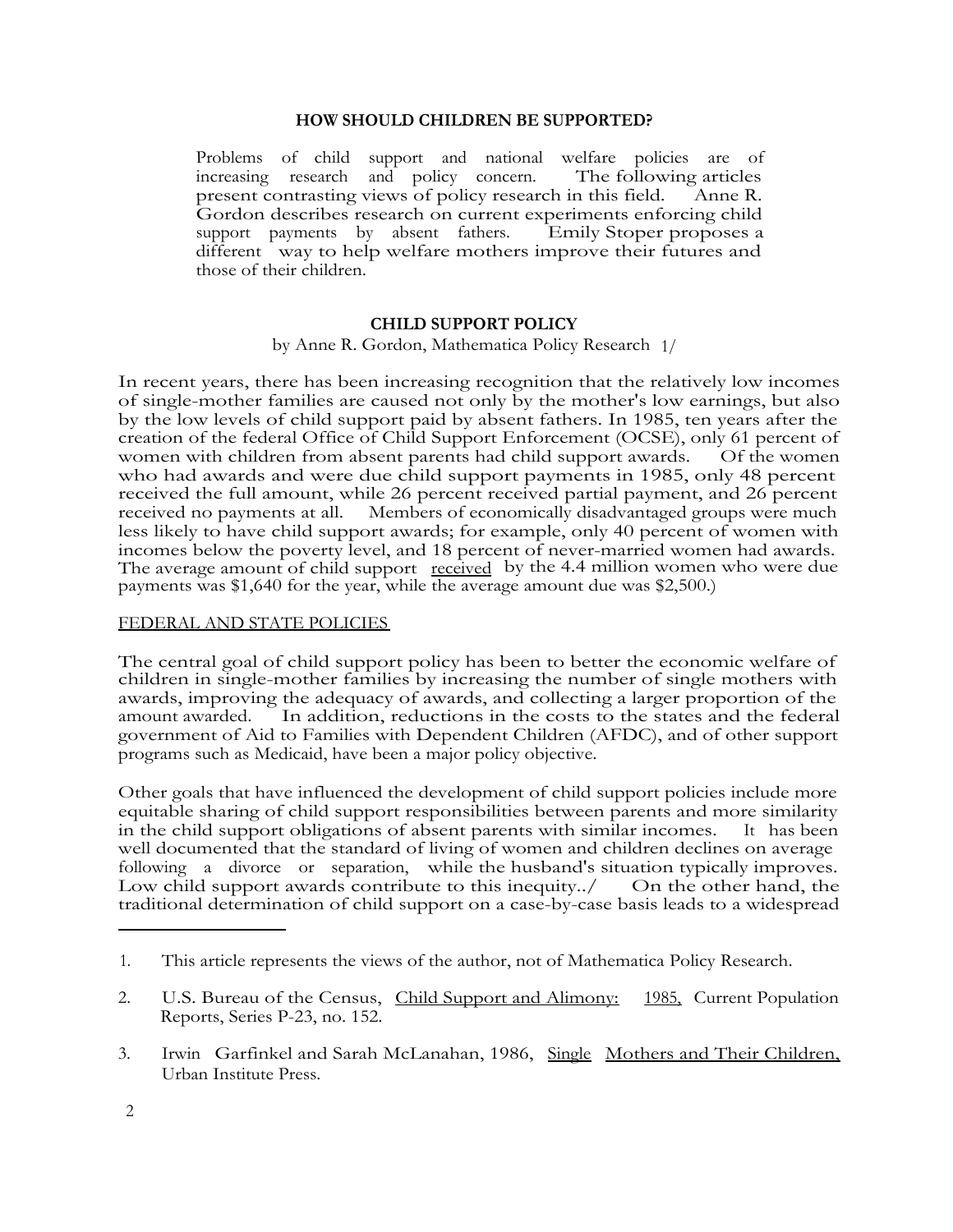**HOW SHOULD CHILDREN BE SUPPORTED?**

Problems of child support and national welfare policies are of increasing research and policy concern. The following articles present contrasting views of policy research in this field. Anne R. Gordon describes research on current experiments enforcing child support payments by absent fathers. Emily Stoper proposes a different way to help welfare mothers improve their futures and those of their children.

## CHILD SUPPORT POLICY

by Anne R. Gordon, Mathematica Policy Research [1]

In recent years, there has been increasing recognition that the relatively low incomes of single-mother families are caused not only by the mother's low earnings, but also by the low levels of child support paid by absent fathers. In 1985, ten years after the creation of the federal Office of Child Support Enforcement (OCSE), only 61 percent of women with children from absent parents had child support awards. Of the women who had awards and were due child support payments in 1985, only 48 percent received the full amount, while 26 percent received partial payment, and 26 percent received no payments at all. Members of economically disadvantaged groups were much less likely to have child support awards; for example, only 40 percent of women with incomes below the poverty level, and 18 percent of never-married women had awards. The average amount of child support received by the 4.4 million women who were due payments was $1,640 for the year, while the average amount due was $2,500.)

### FEDERAL AND STATE POLICIES

The central goal of child support policy has been to better the economic welfare of children in single-mother families by increasing the number of single mothers with awards, improving the adequacy of awards, and collecting a larger proportion of the amount awarded. In addition, reductions in the costs to the states and the federal government of Aid to Families with Dependent Children (AFDC), and of other support programs such as Medicaid, have been a major policy objective.

Other goals that have influenced the development of child support policies include more equitable sharing of child support responsibilities between parents and more similarity in the child support obligations of absent parents with similar incomes. It has been well documented that the standard of living of women and children declines on average following a divorce or separation, while the husband's situation typically improves. Low child support awards contribute to this inequity../ On the other hand, the traditional determination of child support on a case-by-case basis leads to a widespread

---

1. This article represents the views of the author, not of Mathematica Policy Research.

2. U.S. Bureau of the Census, Child Support and Alimony: 1985, Current Population Reports, Series P-23, no. 152.

3. Irwin Garfinkel and Sarah McLanahan, 1986, Single Mothers and Their Children, Urban Institute Press.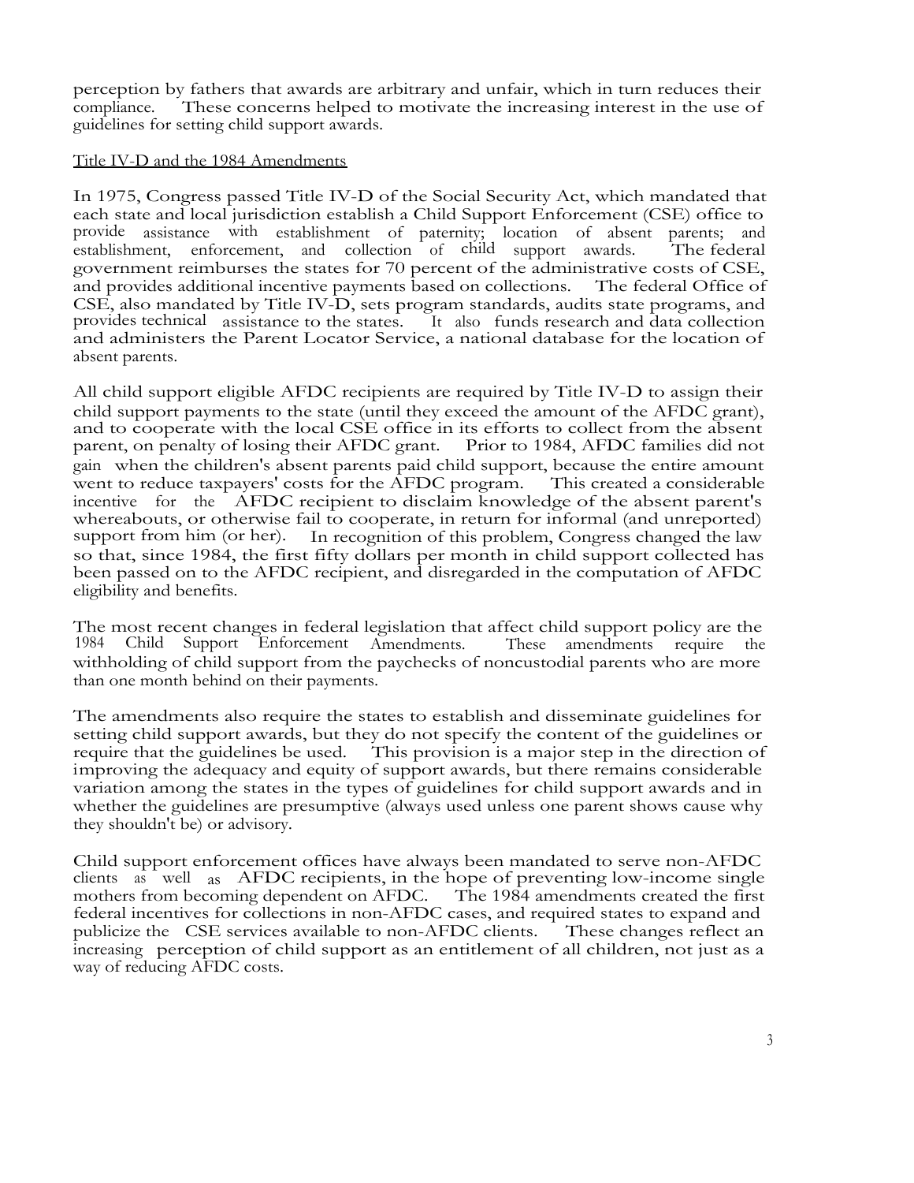perception by fathers that awards are arbitrary and unfair, which in turn reduces their compliance. These concerns helped to motivate the increasing interest in the use of guidelines for setting child support awards.

## Title IV-D and the 1984 Amendments

In 1975, Congress passed Title IV-D of the Social Security Act, which mandated that each state and local jurisdiction establish a Child Support Enforcement (CSE) office to provide assistance with establishment of paternity; location of absent parents; and establishment, enforcement, and collection of child support awards. The federal government reimburses the states for 70 percent of the administrative costs of CSE, and provides additional incentive payments based on collections. The federal Office of CSE, also mandated by Title IV-D, sets program standards, audits state programs, and provides technical assistance to the states. It also funds research and data collection and administers the Parent Locator Service, a national database for the location of absent parents.

All child support eligible AFDC recipients are required by Title IV-D to assign their child support payments to the state (until they exceed the amount of the AFDC grant), and to cooperate with the local CSE office in its efforts to collect from the absent parent, on penalty of losing their AFDC grant. Prior to 1984, AFDC families did not gain when the children's absent parents paid child support, because the entire amount went to reduce taxpayers' costs for the AFDC program. This created a considerable incentive for the AFDC recipient to disclaim knowledge of the absent parent's whereabouts, or otherwise fail to cooperate, in return for informal (and unreported) support from him (or her). In recognition of this problem, Congress changed the law so that, since 1984, the first fifty dollars per month in child support collected has been passed on to the AFDC recipient, and disregarded in the computation of AFDC eligibility and benefits.

The most recent changes in federal legislation that affect child support policy are the 1984 Child Support Enforcement Amendments. These amendments require the withholding of child support from the paychecks of noncustodial parents who are more than one month behind on their payments.

The amendments also require the states to establish and disseminate guidelines for setting child support awards, but they do not specify the content of the guidelines or require that the guidelines be used. This provision is a major step in the direction of improving the adequacy and equity of support awards, but there remains considerable variation among the states in the types of guidelines for child support awards and in whether the guidelines are presumptive (always used unless one parent shows cause why they shouldn't be) or advisory.

Child support enforcement offices have always been mandated to serve non-AFDC clients as well as AFDC recipients, in the hope of preventing low-income single mothers from becoming dependent on AFDC. The 1984 amendments created the first federal incentives for collections in non-AFDC cases, and required states to expand and publicize the CSE services available to non-AFDC clients. These changes reflect an increasing perception of child support as an entitlement of all children, not just as a way of reducing AFDC costs.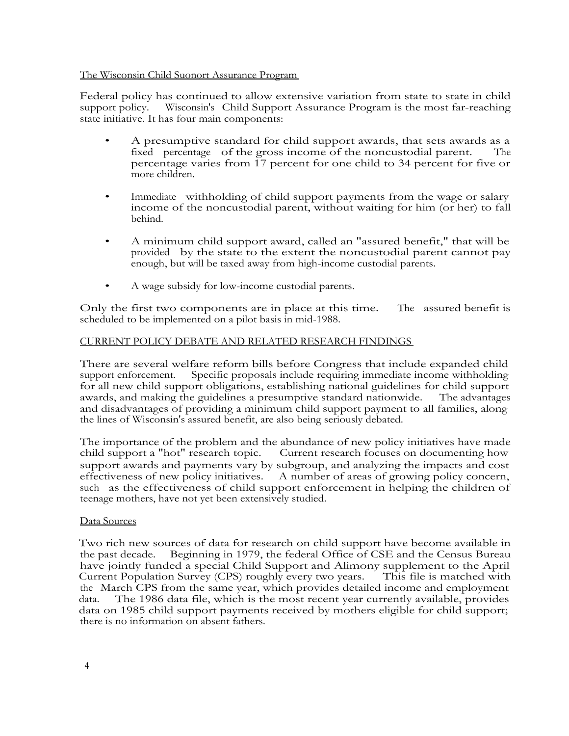The Wisconsin Child Suonort Assurance Program

Federal policy has continued to allow extensive variation from state to state in child support policy. Wisconsin's Child Support Assurance Program is the most far-reaching state initiative. It has four main components:

- A presumptive standard for child support awards, that sets awards as a fixed percentage of the gross income of the noncustodial parent. The percentage varies from 17 percent for one child to 34 percent for five or more children.
- Immediate withholding of child support payments from the wage or salary income of the noncustodial parent, without waiting for him (or her) to fall behind.
- A minimum child support award, called an "assured benefit," that will be provided by the state to the extent the noncustodial parent cannot pay enough, but will be taxed away from high-income custodial parents.
- A wage subsidy for low-income custodial parents.

Only the first two components are in place at this time. The assured benefit is scheduled to be implemented on a pilot basis in mid-1988.

## CURRENT POLICY DEBATE AND RELATED RESEARCH FINDINGS

There are several welfare reform bills before Congress that include expanded child support enforcement. Specific proposals include requiring immediate income withholding for all new child support obligations, establishing national guidelines for child support awards, and making the guidelines a presumptive standard nationwide. The advantages and disadvantages of providing a minimum child support payment to all families, along the lines of Wisconsin's assured benefit, are also being seriously debated.

The importance of the problem and the abundance of new policy initiatives have made child support a "hot" research topic. Current research focuses on documenting how support awards and payments vary by subgroup, and analyzing the impacts and cost effectiveness of new policy initiatives. A number of areas of growing policy concern, such as the effectiveness of child support enforcement in helping the children of teenage mothers, have not yet been extensively studied.

### Data Sources

Two rich new sources of data for research on child support have become available in the past decade. Beginning in 1979, the federal Office of CSE and the Census Bureau have jointly funded a special Child Support and Alimony supplement to the April Current Population Survey (CPS) roughly every two years. This file is matched with the March CPS from the same year, which provides detailed income and employment data. The 1986 data file, which is the most recent year currently available, provides data on 1985 child support payments received by mothers eligible for child support; there is no information on absent fathers.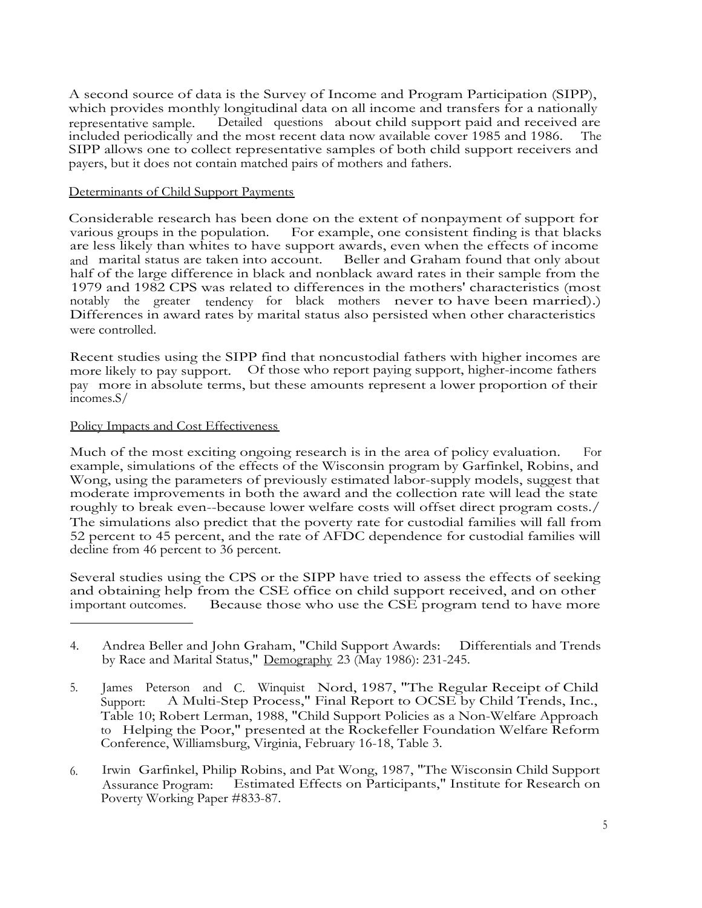A second source of data is the Survey of Income and Program Participation (SIPP), which provides monthly longitudinal data on all income and transfers for a nationally representative sample. Detailed questions about child support paid and received are included periodically and the most recent data now available cover 1985 and 1986. The SIPP allows one to collect representative samples of both child support receivers and payers, but it does not contain matched pairs of mothers and fathers.

Determinants of Child Support Payments

Considerable research has been done on the extent of nonpayment of support for various groups in the population. For example, one consistent finding is that blacks are less likely than whites to have support awards, even when the effects of income and marital status are taken into account. Beller and Graham found that only about half of the large difference in black and nonblack award rates in their sample from the 1979 and 1982 CPS was related to differences in the mothers' characteristics (most notably the greater tendency for black mothers never to have been married).) Differences in award rates by marital status also persisted when other characteristics were controlled.

Recent studies using the SIPP find that noncustodial fathers with higher incomes are more likely to pay support. Of those who report paying support, higher-income fathers pay more in absolute terms, but these amounts represent a lower proportion of their incomes.S/

Policy Impacts and Cost Effectiveness

Much of the most exciting ongoing research is in the area of policy evaluation. For example, simulations of the effects of the Wisconsin program by Garfinkel, Robins, and Wong, using the parameters of previously estimated labor-supply models, suggest that moderate improvements in both the award and the collection rate will lead the state roughly to break even--because lower welfare costs will offset direct program costs./ The simulations also predict that the poverty rate for custodial families will fall from 52 percent to 45 percent, and the rate of AFDC dependence for custodial families will decline from 46 percent to 36 percent.

Several studies using the CPS or the SIPP have tried to assess the effects of seeking and obtaining help from the CSE office on child support received, and on other important outcomes. Because those who use the CSE program tend to have more

---

4. Andrea Beller and John Graham, "Child Support Awards: Differentials and Trends by Race and Marital Status," Demography 23 (May 1986): 231-245.

5. James Peterson and C. Winquist Nord, 1987, "The Regular Receipt of Child Support: A Multi-Step Process," Final Report to OCSE by Child Trends, Inc., Table 10; Robert Lerman, 1988, "Child Support Policies as a Non-Welfare Approach to Helping the Poor," presented at the Rockefeller Foundation Welfare Reform Conference, Williamsburg, Virginia, February 16-18, Table 3.

6. Irwin Garfinkel, Philip Robins, and Pat Wong, 1987, "The Wisconsin Child Support Assurance Program: Estimated Effects on Participants," Institute for Research on Poverty Working Paper #833-87.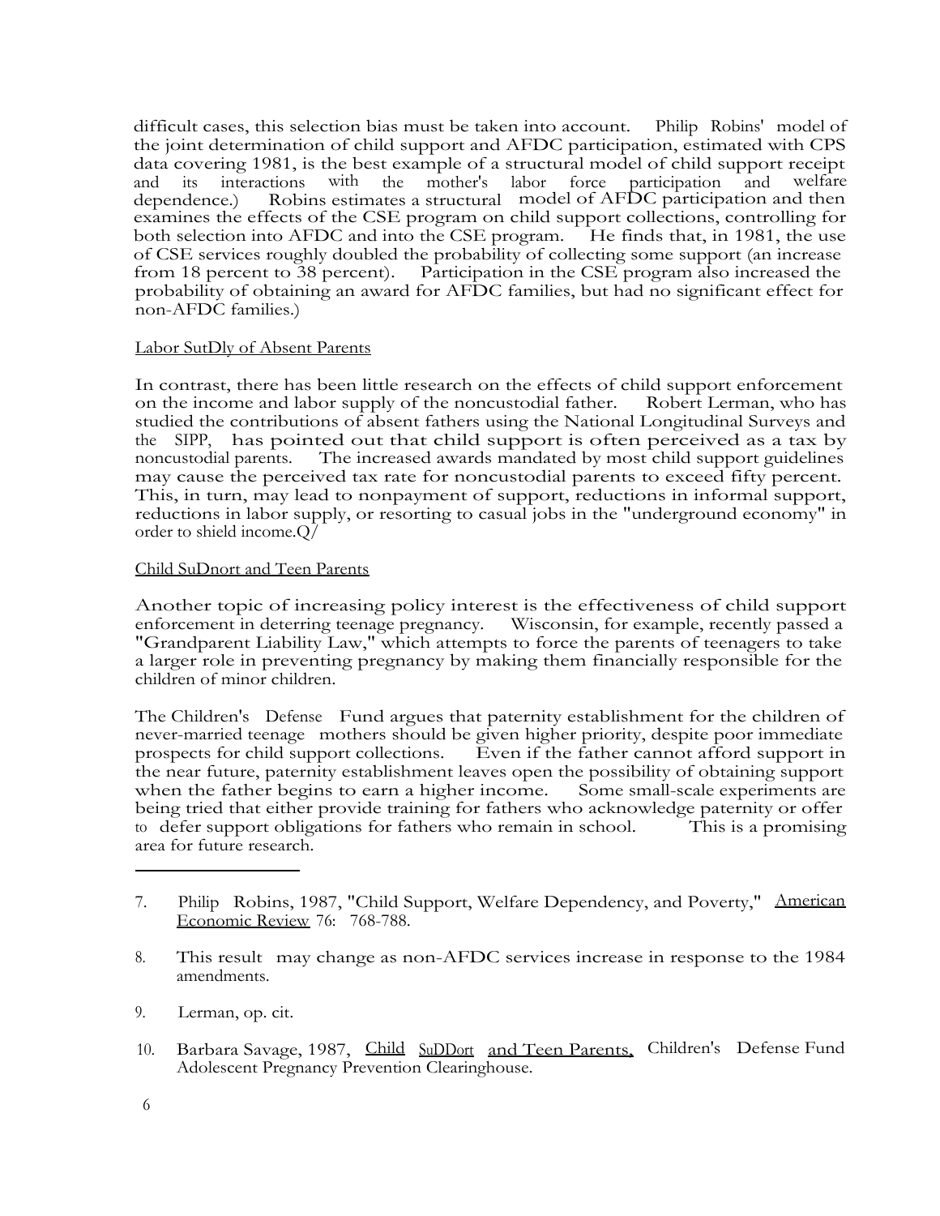difficult cases, this selection bias must be taken into account. Philip Robins' model of the joint determination of child support and AFDC participation, estimated with CPS data covering 1981, is the best example of a structural model of child support receipt and its interactions with the mother's labor force participation and welfare dependence.) Robins estimates a structural model of AFDC participation and then examines the effects of the CSE program on child support collections, controlling for both selection into AFDC and into the CSE program. He finds that, in 1981, the use of CSE services roughly doubled the probability of collecting some support (an increase from 18 percent to 38 percent). Participation in the CSE program also increased the probability of obtaining an award for AFDC families, but had no significant effect for non-AFDC families.)

Labor SutDly of Absent Parents

In contrast, there has been little research on the effects of child support enforcement on the income and labor supply of the noncustodial father. Robert Lerman, who has studied the contributions of absent fathers using the National Longitudinal Surveys and the SIPP, has pointed out that child support is often perceived as a tax by noncustodial parents. The increased awards mandated by most child support guidelines may cause the perceived tax rate for noncustodial parents to exceed fifty percent. This, in turn, may lead to nonpayment of support, reductions in informal support, reductions in labor supply, or resorting to casual jobs in the "underground economy" in order to shield income.Q/

Child SuDnort and Teen Parents

Another topic of increasing policy interest is the effectiveness of child support enforcement in deterring teenage pregnancy. Wisconsin, for example, recently passed a "Grandparent Liability Law," which attempts to force the parents of teenagers to take a larger role in preventing pregnancy by making them financially responsible for the children of minor children.

The Children's Defense Fund argues that paternity establishment for the children of never-married teenage mothers should be given higher priority, despite poor immediate prospects for child support collections. Even if the father cannot afford support in the near future, paternity establishment leaves open the possibility of obtaining support when the father begins to earn a higher income. Some small-scale experiments are being tried that either provide training for fathers who acknowledge paternity or offer to defer support obligations for fathers who remain in school. This is a promising area for future research.

---

7. Philip Robins, 1987, "Child Support, Welfare Dependency, and Poverty," American Economic Review 76: 768-788.

8. This result may change as non-AFDC services increase in response to the 1984 amendments.

9. Lerman, op. cit.

10. Barbara Savage, 1987, Child SuDDort and Teen Parents, Children's Defense Fund Adolescent Pregnancy Prevention Clearinghouse.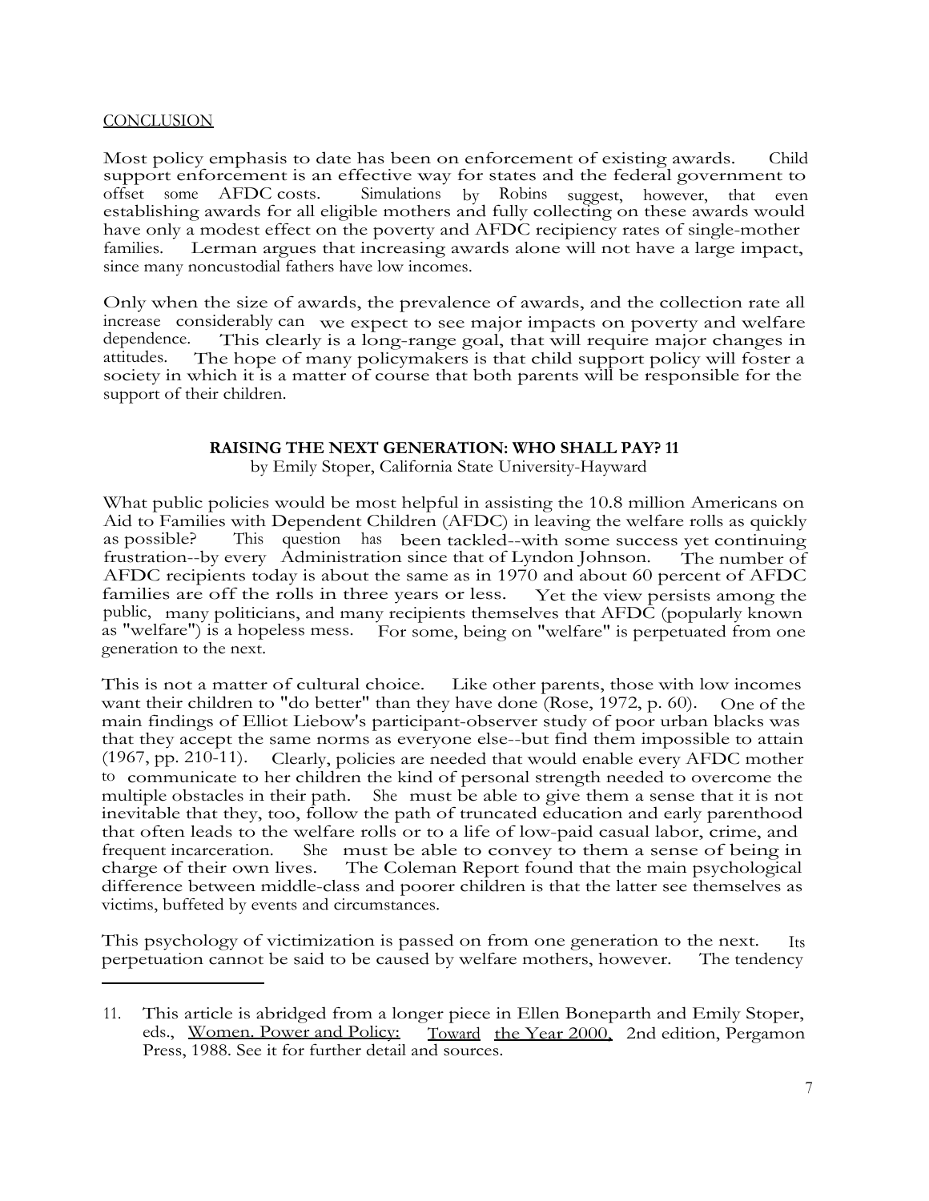## CONCLUSION

Most policy emphasis to date has been on enforcement of existing awards. Child support enforcement is an effective way for states and the federal government to offset some AFDC costs. Simulations by Robins suggest, however, that even establishing awards for all eligible mothers and fully collecting on these awards would have only a modest effect on the poverty and AFDC recipiency rates of single-mother families. Lerman argues that increasing awards alone will not have a large impact, since many noncustodial fathers have low incomes.

Only when the size of awards, the prevalence of awards, and the collection rate all increase considerably can we expect to see major impacts on poverty and welfare dependence. This clearly is a long-range goal, that will require major changes in attitudes. The hope of many policymakers is that child support policy will foster a society in which it is a matter of course that both parents will be responsible for the support of their children.

### RAISING THE NEXT GENERATION: WHO SHALL PAY? 11

by Emily Stoper, California State University-Hayward

What public policies would be most helpful in assisting the 10.8 million Americans on Aid to Families with Dependent Children (AFDC) in leaving the welfare rolls as quickly as possible? This question has been tackled--with some success yet continuing frustration--by every Administration since that of Lyndon Johnson. The number of AFDC recipients today is about the same as in 1970 and about 60 percent of AFDC families are off the rolls in three years or less. Yet the view persists among the public, many politicians, and many recipients themselves that AFDC (popularly known as "welfare") is a hopeless mess. For some, being on "welfare" is perpetuated from one generation to the next.

This is not a matter of cultural choice. Like other parents, those with low incomes want their children to "do better" than they have done (Rose, 1972, p. 60). One of the main findings of Elliot Liebow's participant-observer study of poor urban blacks was that they accept the same norms as everyone else--but find them impossible to attain (1967, pp. 210-11). Clearly, policies are needed that would enable every AFDC mother to communicate to her children the kind of personal strength needed to overcome the multiple obstacles in their path. She must be able to give them a sense that it is not inevitable that they, too, follow the path of truncated education and early parenthood that often leads to the welfare rolls or to a life of low-paid casual labor, crime, and frequent incarceration. She must be able to convey to them a sense of being in charge of their own lives. The Coleman Report found that the main psychological difference between middle-class and poorer children is that the latter see themselves as victims, buffeted by events and circumstances.

This psychology of victimization is passed on from one generation to the next. Its perpetuation cannot be said to be caused by welfare mothers, however. The tendency

---

11. This article is abridged from a longer piece in Ellen Boneparth and Emily Stoper, eds., Women. Power and Policy: Toward the Year 2000, 2nd edition, Pergamon Press, 1988. See it for further detail and sources.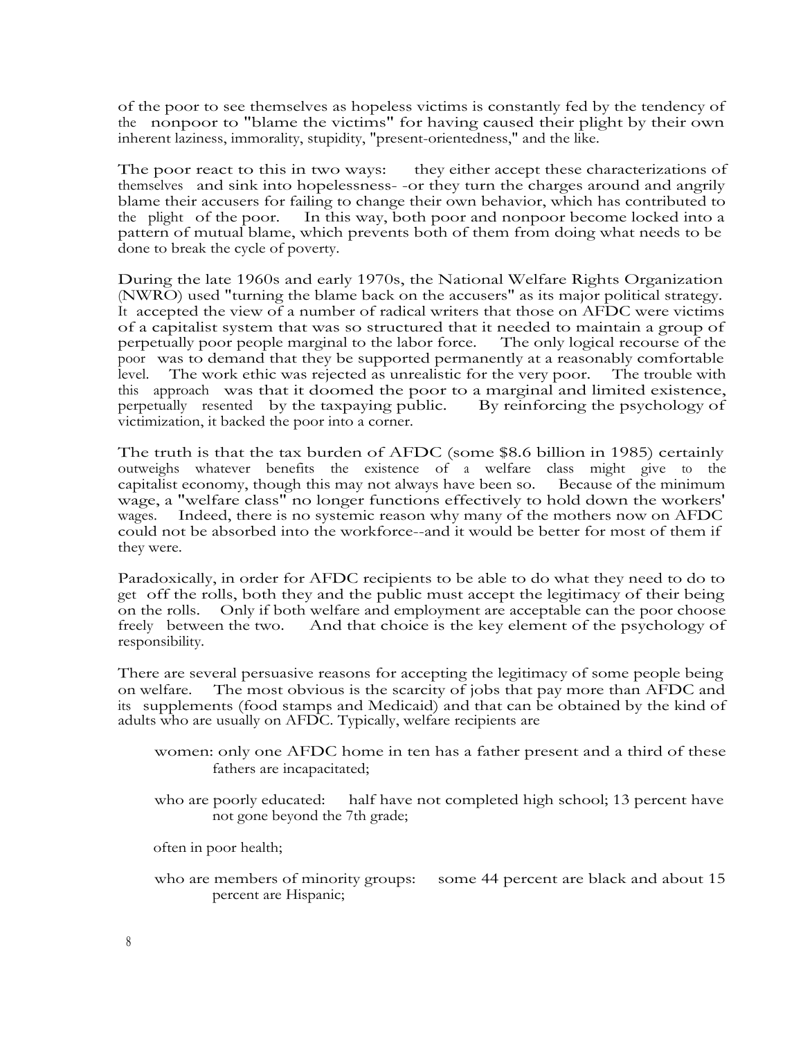of the poor to see themselves as hopeless victims is constantly fed by the tendency of the nonpoor to "blame the victims" for having caused their plight by their own inherent laziness, immorality, stupidity, "present-orientedness," and the like.

The poor react to this in two ways: they either accept these characterizations of themselves and sink into hopelessness- -or they turn the charges around and angrily blame their accusers for failing to change their own behavior, which has contributed to the plight of the poor. In this way, both poor and nonpoor become locked into a pattern of mutual blame, which prevents both of them from doing what needs to be done to break the cycle of poverty.

During the late 1960s and early 1970s, the National Welfare Rights Organization (NWRO) used "turning the blame back on the accusers" as its major political strategy. It accepted the view of a number of radical writers that those on AFDC were victims of a capitalist system that was so structured that it needed to maintain a group of perpetually poor people marginal to the labor force. The only logical recourse of the poor was to demand that they be supported permanently at a reasonably comfortable level. The work ethic was rejected as unrealistic for the very poor. The trouble with this approach was that it doomed the poor to a marginal and limited existence, perpetually resented by the taxpaying public. By reinforcing the psychology of victimization, it backed the poor into a corner.

The truth is that the tax burden of AFDC (some $8.6 billion in 1985) certainly outweighs whatever benefits the existence of a welfare class might give to the capitalist economy, though this may not always have been so. Because of the minimum wage, a "welfare class" no longer functions effectively to hold down the workers' wages. Indeed, there is no systemic reason why many of the mothers now on AFDC could not be absorbed into the workforce--and it would be better for most of them if they were.

Paradoxically, in order for AFDC recipients to be able to do what they need to do to get off the rolls, both they and the public must accept the legitimacy of their being on the rolls. Only if both welfare and employment are acceptable can the poor choose freely between the two. And that choice is the key element of the psychology of responsibility.

There are several persuasive reasons for accepting the legitimacy of some people being on welfare. The most obvious is the scarcity of jobs that pay more than AFDC and its supplements (food stamps and Medicaid) and that can be obtained by the kind of adults who are usually on AFDC. Typically, welfare recipients are

- women: only one AFDC home in ten has a father present and a third of these fathers are incapacitated;
- who are poorly educated: half have not completed high school; 13 percent have not gone beyond the 7th grade;
- often in poor health;
- who are members of minority groups: some 44 percent are black and about 15 percent are Hispanic;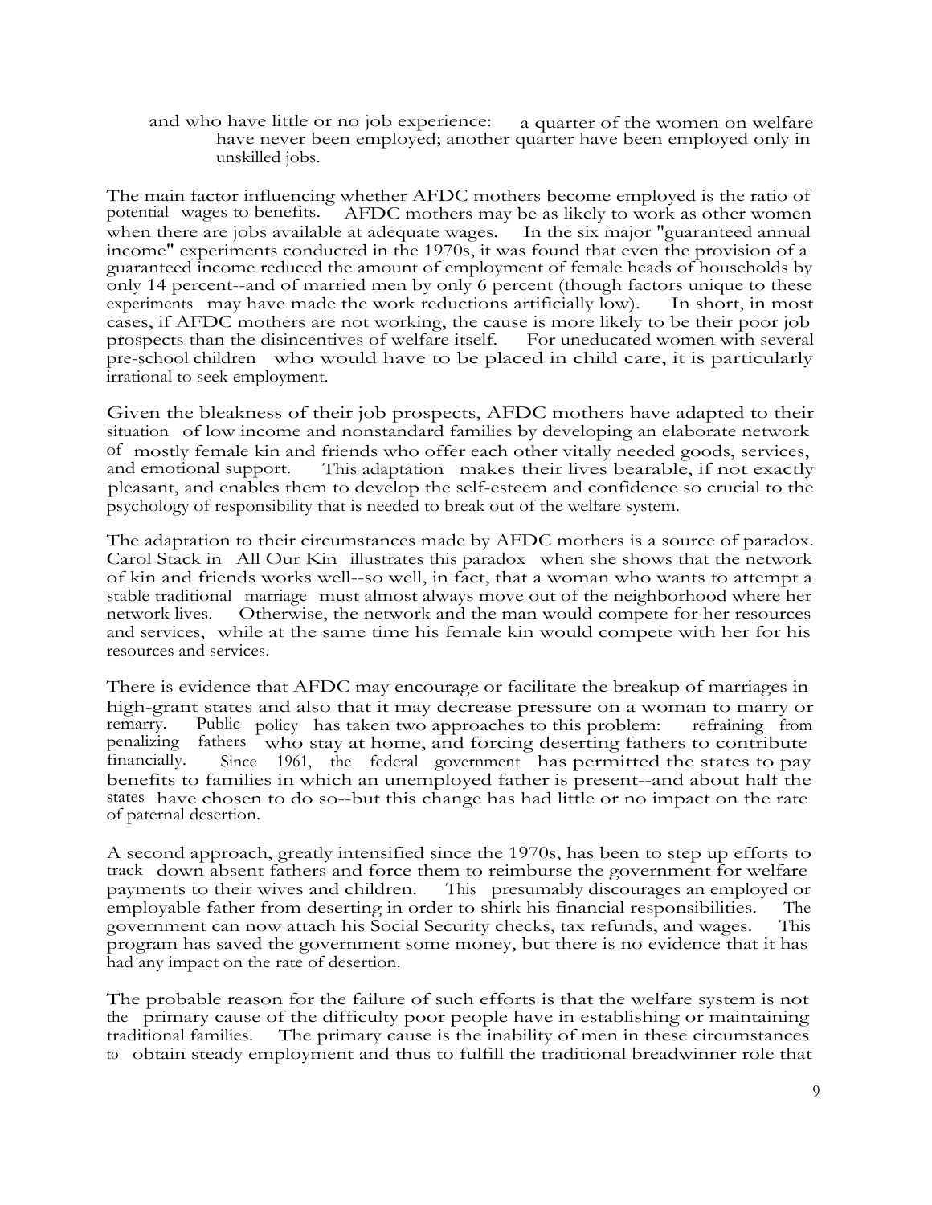and who have little or no job experience: a quarter of the women on welfare have never been employed; another quarter have been employed only in unskilled jobs.

The main factor influencing whether AFDC mothers become employed is the ratio of potential wages to benefits. AFDC mothers may be as likely to work as other women when there are jobs available at adequate wages. In the six major "guaranteed annual income" experiments conducted in the 1970s, it was found that even the provision of a guaranteed income reduced the amount of employment of female heads of households by only 14 percent--and of married men by only 6 percent (though factors unique to these experiments may have made the work reductions artificially low). In short, in most cases, if AFDC mothers are not working, the cause is more likely to be their poor job prospects than the disincentives of welfare itself. For uneducated women with several pre-school children who would have to be placed in child care, it is particularly irrational to seek employment.

Given the bleakness of their job prospects, AFDC mothers have adapted to their situation of low income and nonstandard families by developing an elaborate network of mostly female kin and friends who offer each other vitally needed goods, services, and emotional support. This adaptation makes their lives bearable, if not exactly pleasant, and enables them to develop the self-esteem and confidence so crucial to the psychology of responsibility that is needed to break out of the welfare system.

The adaptation to their circumstances made by AFDC mothers is a source of paradox. Carol Stack in All Our Kin illustrates this paradox when she shows that the network of kin and friends works well--so well, in fact, that a woman who wants to attempt a stable traditional marriage must almost always move out of the neighborhood where her network lives. Otherwise, the network and the man would compete for her resources and services, while at the same time his female kin would compete with her for his resources and services.

There is evidence that AFDC may encourage or facilitate the breakup of marriages in high-grant states and also that it may decrease pressure on a woman to marry or remarry. Public policy has taken two approaches to this problem: refraining from penalizing fathers who stay at home, and forcing deserting fathers to contribute financially. Since 1961, the federal government has permitted the states to pay benefits to families in which an unemployed father is present--and about half the states have chosen to do so--but this change has had little or no impact on the rate of paternal desertion.

A second approach, greatly intensified since the 1970s, has been to step up efforts to track down absent fathers and force them to reimburse the government for welfare payments to their wives and children. This presumably discourages an employed or employable father from deserting in order to shirk his financial responsibilities. The government can now attach his Social Security checks, tax refunds, and wages. This program has saved the government some money, but there is no evidence that it has had any impact on the rate of desertion.

The probable reason for the failure of such efforts is that the welfare system is not the primary cause of the difficulty poor people have in establishing or maintaining traditional families. The primary cause is the inability of men in these circumstances to obtain steady employment and thus to fulfill the traditional breadwinner role that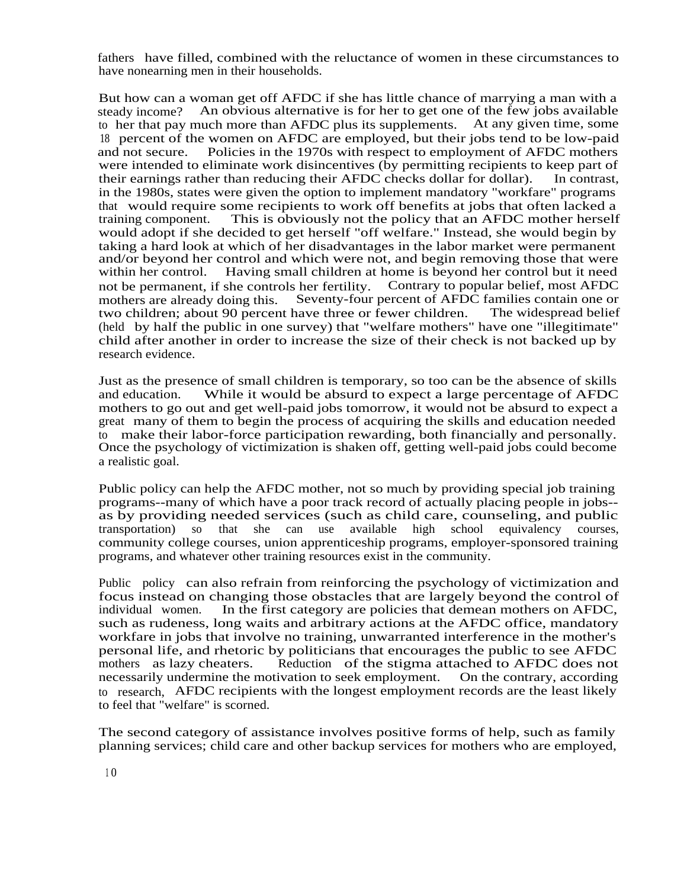fathers have filled, combined with the reluctance of women in these circumstances to have nonearning men in their households.

But how can a woman get off AFDC if she has little chance of marrying a man with a steady income? An obvious alternative is for her to get one of the few jobs available to her that pay much more than AFDC plus its supplements. At any given time, some 18 percent of the women on AFDC are employed, but their jobs tend to be low-paid and not secure. Policies in the 1970s with respect to employment of AFDC mothers were intended to eliminate work disincentives (by permitting recipients to keep part of their earnings rather than reducing their AFDC checks dollar for dollar). In contrast, in the 1980s, states were given the option to implement mandatory "workfare" programs that would require some recipients to work off benefits at jobs that often lacked a training component. This is obviously not the policy that an AFDC mother herself would adopt if she decided to get herself "off welfare." Instead, she would begin by taking a hard look at which of her disadvantages in the labor market were permanent and/or beyond her control and which were not, and begin removing those that were within her control. Having small children at home is beyond her control but it need not be permanent, if she controls her fertility. Contrary to popular belief, most AFDC mothers are already doing this. Seventy-four percent of AFDC families contain one or two children; about 90 percent have three or fewer children. The widespread belief (held by half the public in one survey) that "welfare mothers" have one "illegitimate" child after another in order to increase the size of their check is not backed up by research evidence.

Just as the presence of small children is temporary, so too can be the absence of skills and education. While it would be absurd to expect a large percentage of AFDC mothers to go out and get well-paid jobs tomorrow, it would not be absurd to expect a great many of them to begin the process of acquiring the skills and education needed to make their labor-force participation rewarding, both financially and personally. Once the psychology of victimization is shaken off, getting well-paid jobs could become a realistic goal.

Public policy can help the AFDC mother, not so much by providing special job training programs--many of which have a poor track record of actually placing people in jobs--as by providing needed services (such as child care, counseling, and public transportation) so that she can use available high school equivalency courses, community college courses, union apprenticeship programs, employer-sponsored training programs, and whatever other training resources exist in the community.

Public policy can also refrain from reinforcing the psychology of victimization and focus instead on changing those obstacles that are largely beyond the control of individual women. In the first category are policies that demean mothers on AFDC, such as rudeness, long waits and arbitrary actions at the AFDC office, mandatory workfare in jobs that involve no training, unwarranted interference in the mother's personal life, and rhetoric by politicians that encourages the public to see AFDC mothers as lazy cheaters. Reduction of the stigma attached to AFDC does not necessarily undermine the motivation to seek employment. On the contrary, according to research, AFDC recipients with the longest employment records are the least likely to feel that "welfare" is scorned.

The second category of assistance involves positive forms of help, such as family planning services; child care and other backup services for mothers who are employed,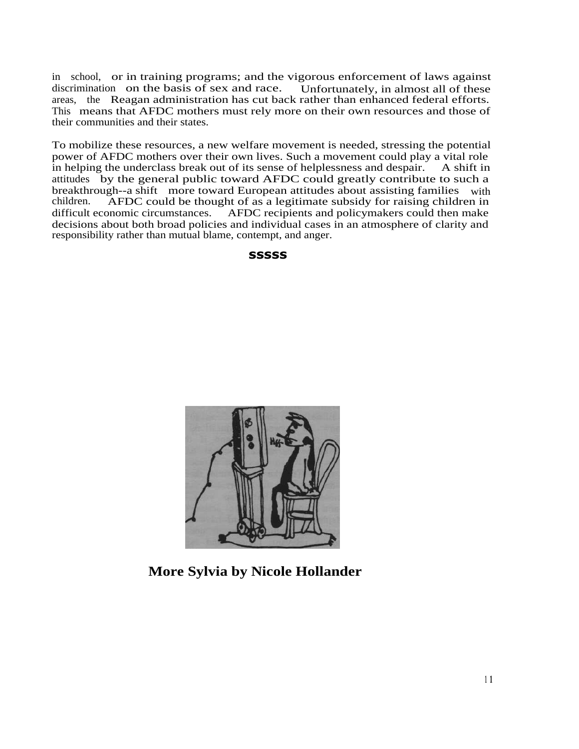in school, or in training programs; and the vigorous enforcement of laws against discrimination on the basis of sex and race. Unfortunately, in almost all of these areas, the Reagan administration has cut back rather than enhanced federal efforts. This means that AFDC mothers must rely more on their own resources and those of their communities and their states.

To mobilize these resources, a new welfare movement is needed, stressing the potential power of AFDC mothers over their own lives. Such a movement could play a vital role in helping the underclass break out of its sense of helplessness and despair. A shift in attitudes by the general public toward AFDC could greatly contribute to such a breakthrough--a shift more toward European attitudes about assisting families with children. AFDC could be thought of as a legitimate subsidy for raising children in difficult economic circumstances. AFDC recipients and policymakers could then make decisions about both broad policies and individual cases in an atmosphere of clarity and responsibility rather than mutual blame, contempt, and anger.

**sssss**

**More Sylvia by Nicole Hollander**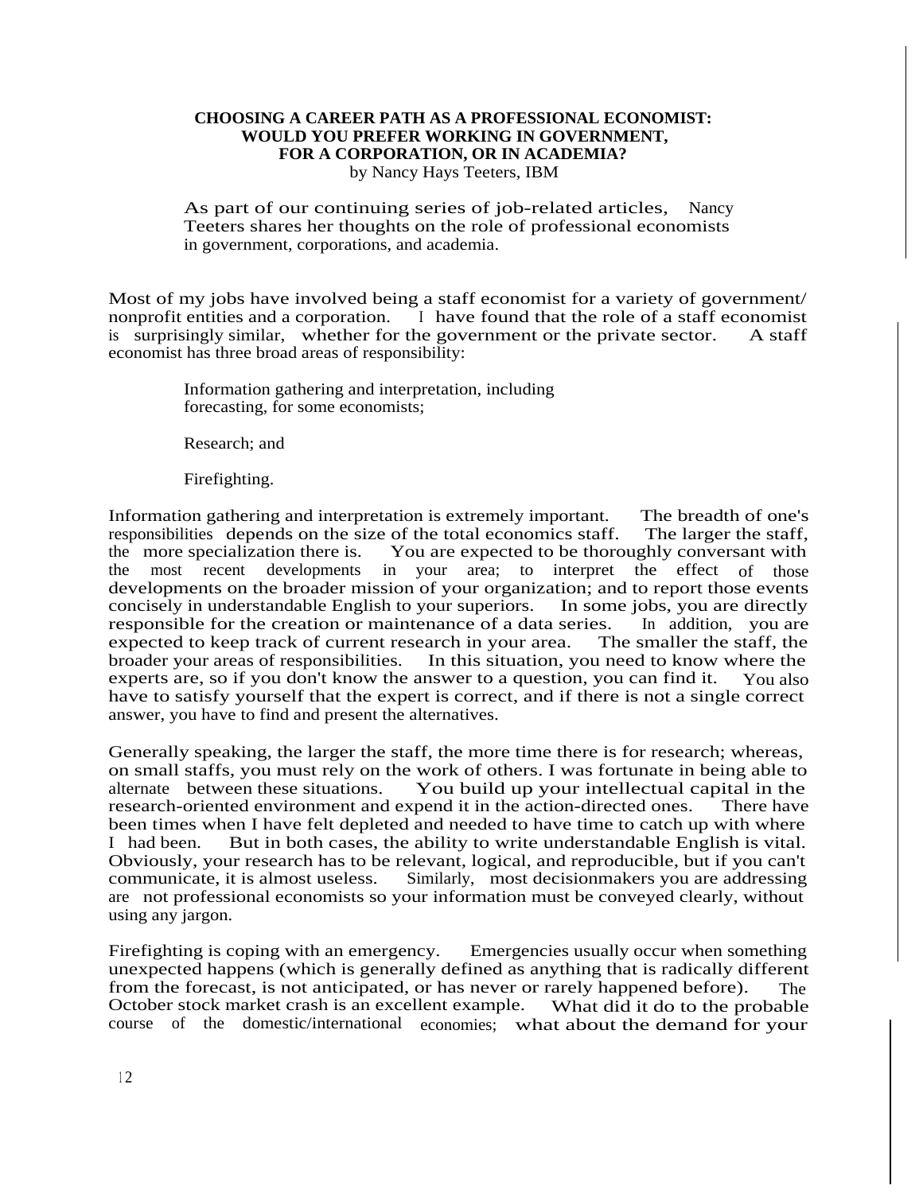**CHOOSING A CAREER PATH AS A PROFESSIONAL ECONOMIST: WOULD YOU PREFER WORKING IN GOVERNMENT, FOR A CORPORATION, OR IN ACADEMIA?**

by Nancy Hays Teeters, IBM

As part of our continuing series of job-related articles, Nancy Teeters shares her thoughts on the role of professional economists in government, corporations, and academia.

Most of my jobs have involved being a staff economist for a variety of government/ nonprofit entities and a corporation. I have found that the role of a staff economist is surprisingly similar, whether for the government or the private sector. A staff economist has three broad areas of responsibility:

Information gathering and interpretation, including forecasting, for some economists;

Research; and

Firefighting.

Information gathering and interpretation is extremely important. The breadth of one's responsibilities depends on the size of the total economics staff. The larger the staff, the more specialization there is. You are expected to be thoroughly conversant with the most recent developments in your area; to interpret the effect of those developments on the broader mission of your organization; and to report those events concisely in understandable English to your superiors. In some jobs, you are directly responsible for the creation or maintenance of a data series. In addition, you are expected to keep track of current research in your area. The smaller the staff, the broader your areas of responsibilities. In this situation, you need to know where the experts are, so if you don't know the answer to a question, you can find it. You also have to satisfy yourself that the expert is correct, and if there is not a single correct answer, you have to find and present the alternatives.

Generally speaking, the larger the staff, the more time there is for research; whereas, on small staffs, you must rely on the work of others. I was fortunate in being able to alternate between these situations. You build up your intellectual capital in the research-oriented environment and expend it in the action-directed ones. There have been times when I have felt depleted and needed to have time to catch up with where I had been. But in both cases, the ability to write understandable English is vital. Obviously, your research has to be relevant, logical, and reproducible, but if you can't communicate, it is almost useless. Similarly, most decisionmakers you are addressing are not professional economists so your information must be conveyed clearly, without using any jargon.

Firefighting is coping with an emergency. Emergencies usually occur when something unexpected happens (which is generally defined as anything that is radically different from the forecast, is not anticipated, or has never or rarely happened before). The October stock market crash is an excellent example. What did it do to the probable course of the domestic/international economies; what about the demand for your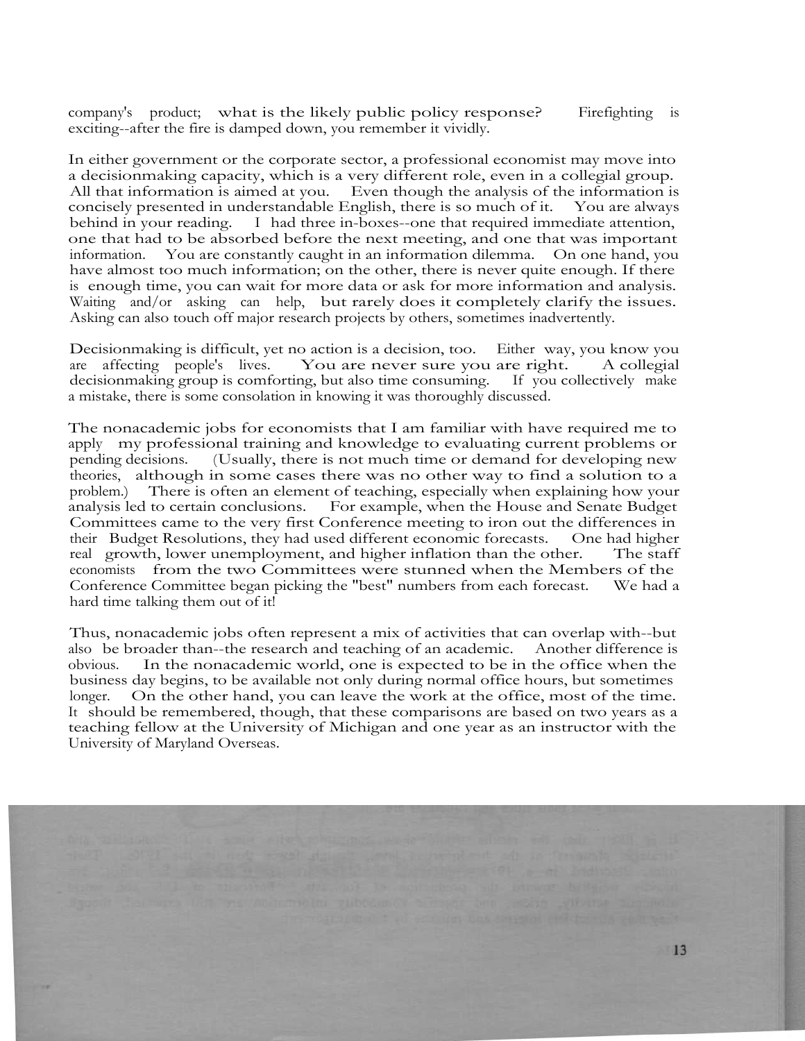company's product; what is the likely public policy response? Firefighting is exciting--after the fire is damped down, you remember it vividly.

In either government or the corporate sector, a professional economist may move into a decisionmaking capacity, which is a very different role, even in a collegial group. All that information is aimed at you. Even though the analysis of the information is concisely presented in understandable English, there is so much of it. You are always behind in your reading. I had three in-boxes--one that required immediate attention, one that had to be absorbed before the next meeting, and one that was important information. You are constantly caught in an information dilemma. On one hand, you have almost too much information; on the other, there is never quite enough. If there is enough time, you can wait for more data or ask for more information and analysis. Waiting and/or asking can help, but rarely does it completely clarify the issues. Asking can also touch off major research projects by others, sometimes inadvertently.

Decisionmaking is difficult, yet no action is a decision, too. Either way, you know you are affecting people's lives. You are never sure you are right. A collegial decisionmaking group is comforting, but also time consuming. If you collectively make a mistake, there is some consolation in knowing it was thoroughly discussed.

The nonacademic jobs for economists that I am familiar with have required me to apply my professional training and knowledge to evaluating current problems or pending decisions. (Usually, there is not much time or demand for developing new theories, although in some cases there was no other way to find a solution to a problem.) There is often an element of teaching, especially when explaining how your analysis led to certain conclusions. For example, when the House and Senate Budget Committees came to the very first Conference meeting to iron out the differences in their Budget Resolutions, they had used different economic forecasts. One had higher real growth, lower unemployment, and higher inflation than the other. The staff economists from the two Committees were stunned when the Members of the Conference Committee began picking the "best" numbers from each forecast. We had a hard time talking them out of it!

Thus, nonacademic jobs often represent a mix of activities that can overlap with--but also be broader than--the research and teaching of an academic. Another difference is obvious. In the nonacademic world, one is expected to be in the office when the business day begins, to be available not only during normal office hours, but sometimes longer. On the other hand, you can leave the work at the office, most of the time. It should be remembered, though, that these comparisons are based on two years as a teaching fellow at the University of Michigan and one year as an instructor with the University of Maryland Overseas.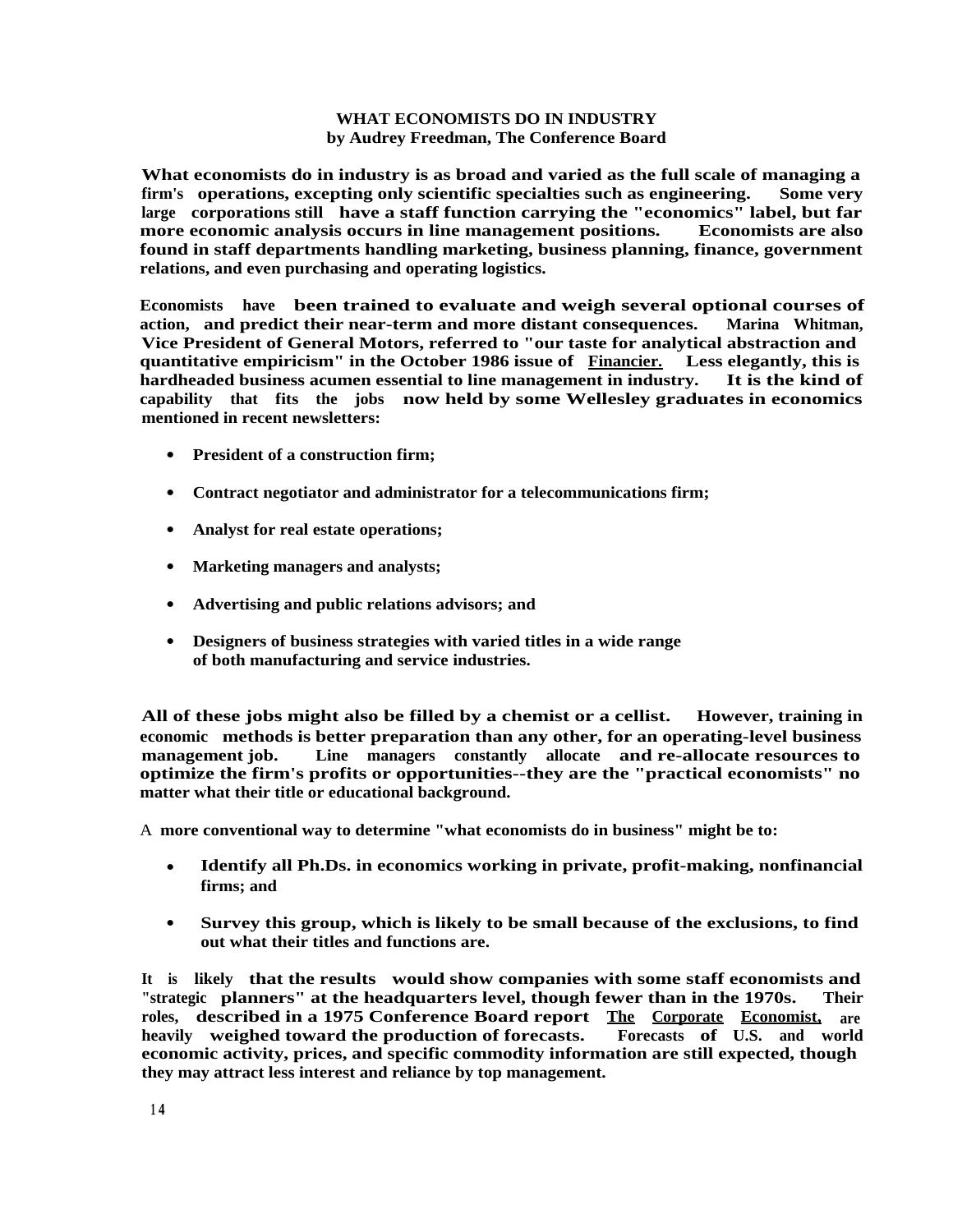## WHAT ECONOMISTS DO IN INDUSTRY
### by Audrey Freedman, The Conference Board

What economists do in industry is as broad and varied as the full scale of managing a firm's operations, excepting only scientific specialties such as engineering. Some very large corporations still have a staff function carrying the "economics" label, but far more economic analysis occurs in line management positions. Economists are also found in staff departments handling marketing, business planning, finance, government relations, and even purchasing and operating logistics.

Economists have been trained to evaluate and weigh several optional courses of action, and predict their near-term and more distant consequences. Marina Whitman, Vice President of General Motors, referred to "our taste for analytical abstraction and quantitative empiricism" in the October 1986 issue of Financier. Less elegantly, this is hardheaded business acumen essential to line management in industry. It is the kind of capability that fits the jobs now held by some Wellesley graduates in economics mentioned in recent newsletters:

- President of a construction firm;
- Contract negotiator and administrator for a telecommunications firm;
- Analyst for real estate operations;
- Marketing managers and analysts;
- Advertising and public relations advisors; and
- Designers of business strategies with varied titles in a wide range of both manufacturing and service industries.

All of these jobs might also be filled by a chemist or a cellist. However, training in economic methods is better preparation than any other, for an operating-level business management job. Line managers constantly allocate and re-allocate resources to optimize the firm's profits or opportunities--they are the "practical economists" no matter what their title or educational background.

A more conventional way to determine "what economists do in business" might be to:

- Identify all Ph.Ds. in economics working in private, profit-making, nonfinancial firms; and
- Survey this group, which is likely to be small because of the exclusions, to find out what their titles and functions are.

It is likely that the results would show companies with some staff economists and "strategic planners" at the headquarters level, though fewer than in the 1970s. Their roles, described in a 1975 Conference Board report The Corporate Economist, are heavily weighed toward the production of forecasts. Forecasts of U.S. and world economic activity, prices, and specific commodity information are still expected, though they may attract less interest and reliance by top management.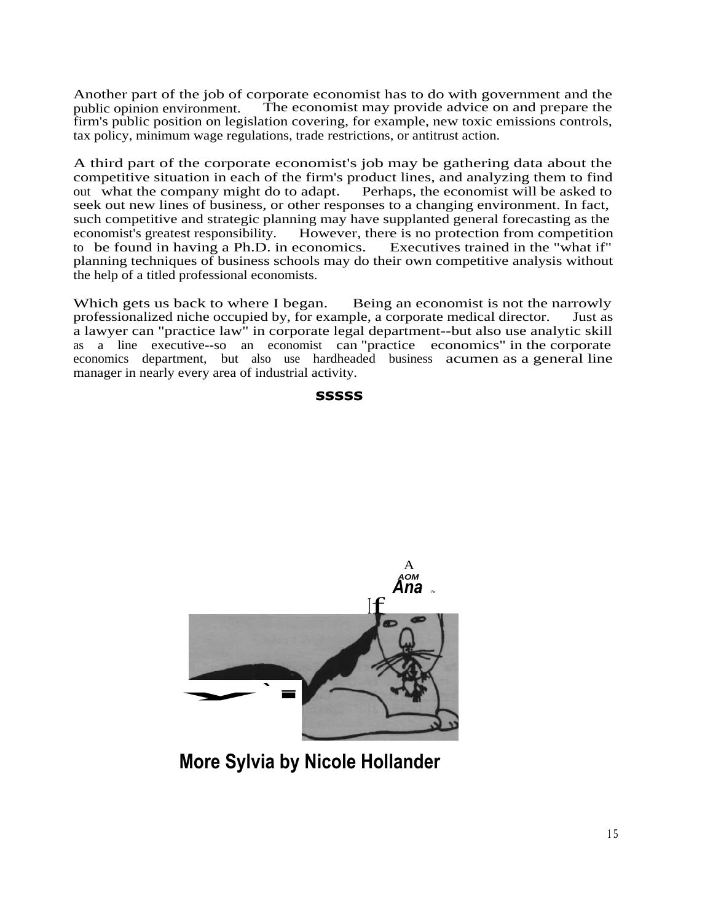Another part of the job of corporate economist has to do with government and the public opinion environment. The economist may provide advice on and prepare the firm's public position on legislation covering, for example, new toxic emissions controls, tax policy, minimum wage regulations, trade restrictions, or antitrust action.

A third part of the corporate economist's job may be gathering data about the competitive situation in each of the firm's product lines, and analyzing them to find out what the company might do to adapt. Perhaps, the economist will be asked to seek out new lines of business, or other responses to a changing environment. In fact, such competitive and strategic planning may have supplanted general forecasting as the economist's greatest responsibility. However, there is no protection from competition to be found in having a Ph.D. in economics. Executives trained in the "what if" planning techniques of business schools may do their own competitive analysis without the help of a titled professional economists.

Which gets us back to where I began. Being an economist is not the narrowly professionalized niche occupied by, for example, a corporate medical director. Just as a lawyer can "practice law" in corporate legal department--but also use analytic skill as a line executive--so an economist can "practice economics" in the corporate economics department, but also use hardheaded business acumen as a general line manager in nearly every area of industrial activity.

**sssss**

**More Sylvia by Nicole Hollander**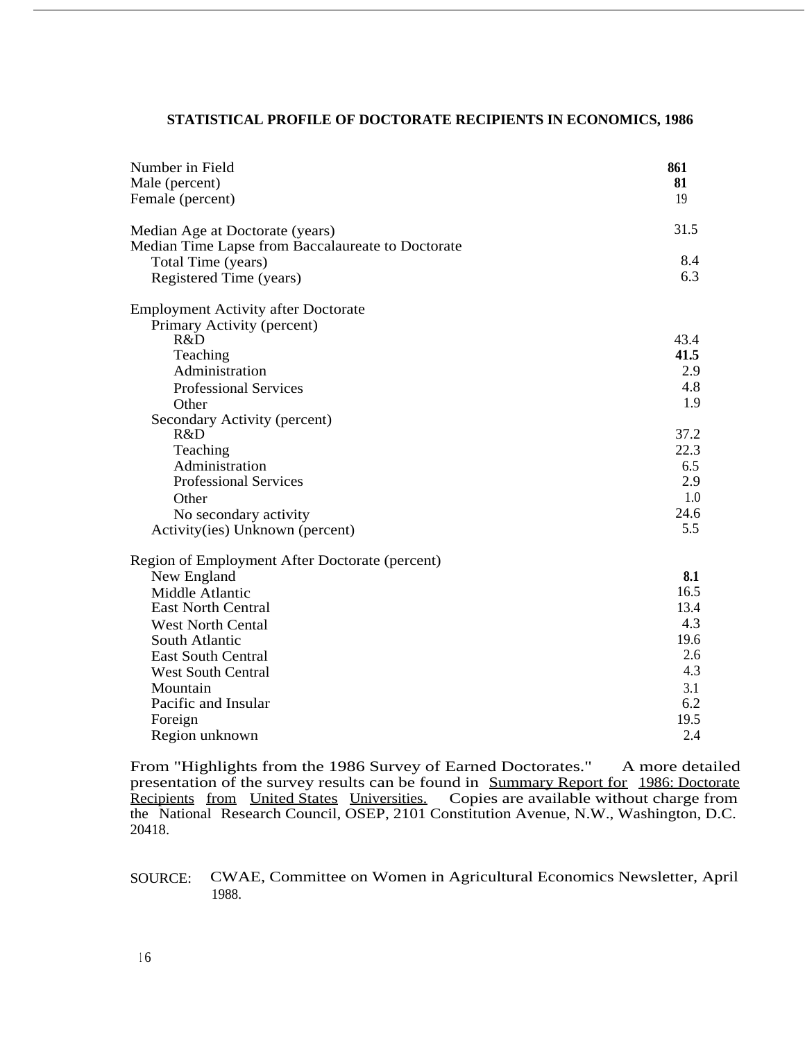## STATISTICAL PROFILE OF DOCTORATE RECIPIENTS IN ECONOMICS, 1986

| | |
|---|---|
| Number in Field | **861** |
| Male (percent) | **81** |
| Female (percent) | 19 |
| Median Age at Doctorate (years) | 31.5 |
| Median Time Lapse from Baccalaureate to Doctorate | |
| Total Time (years) | 8.4 |
| Registered Time (years) | 6.3 |
| Employment Activity after Doctorate | |
| Primary Activity (percent) | |
| R&D | 43.4 |
| Teaching | **41.5** |
| Administration | 2.9 |
| Professional Services | 4.8 |
| Other | 1.9 |
| Secondary Activity (percent) | |
| R&D | 37.2 |
| Teaching | 22.3 |
| Administration | 6.5 |
| Professional Services | 2.9 |
| Other | 1.0 |
| No secondary activity | 24.6 |
| Activity(ies) Unknown (percent) | 5.5 |
| Region of Employment After Doctorate (percent) | |
| New England | **8.1** |
| Middle Atlantic | 16.5 |
| East North Central | 13.4 |
| West North Cental | 4.3 |
| South Atlantic | 19.6 |
| East South Central | 2.6 |
| West South Central | 4.3 |
| Mountain | 3.1 |
| Pacific and Insular | 6.2 |
| Foreign | 19.5 |
| Region unknown | 2.4 |

From "Highlights from the 1986 Survey of Earned Doctorates." A more detailed presentation of the survey results can be found in Summary Report for 1986: Doctorate Recipients from United States Universities. Copies are available without charge from the National Research Council, OSEP, 2101 Constitution Avenue, N.W., Washington, D.C. 20418.

SOURCE: CWAE, Committee on Women in Agricultural Economics Newsletter, April 1988.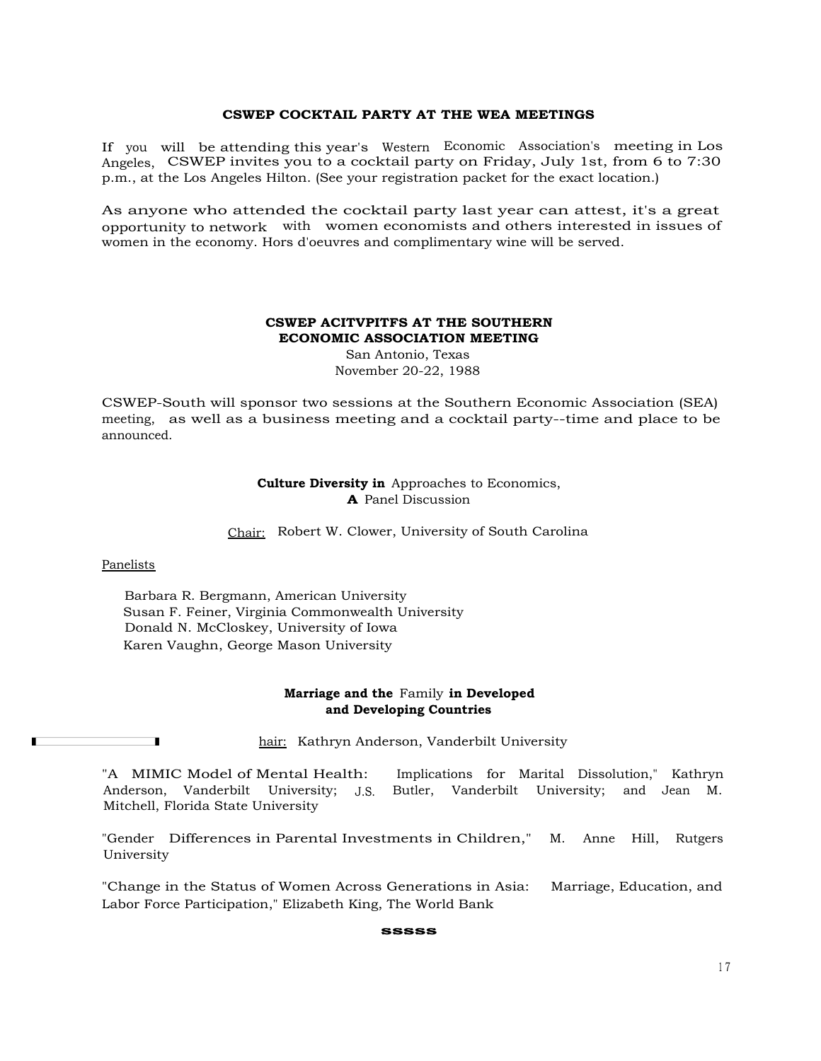## CSWEP COCKTAIL PARTY AT THE WEA MEETINGS

If you will be attending this year's Western Economic Association's meeting in Los Angeles, CSWEP invites you to a cocktail party on Friday, July 1st, from 6 to 7:30 p.m., at the Los Angeles Hilton. (See your registration packet for the exact location.)

As anyone who attended the cocktail party last year can attest, it's a great opportunity to network with women economists and others interested in issues of women in the economy. Hors d'oeuvres and complimentary wine will be served.

## CSWEP ACITVPITFS AT THE SOUTHERN ECONOMIC ASSOCIATION MEETING

San Antonio, Texas
November 20-22, 1988

CSWEP-South will sponsor two sessions at the Southern Economic Association (SEA) meeting, as well as a business meeting and a cocktail party--time and place to be announced.

### **Culture Diversity in** Approaches to Economics, **A** Panel Discussion

Chair: Robert W. Clower, University of South Carolina

Panelists

- Barbara R. Bergmann, American University
- Susan F. Feiner, Virginia Commonwealth University
- Donald N. McCloskey, University of Iowa
- Karen Vaughn, George Mason University

### **Marriage and the** Family **in Developed and Developing Countries**

hair: Kathryn Anderson, Vanderbilt University

"A MIMIC Model of Mental Health: Implications for Marital Dissolution," Kathryn Anderson, Vanderbilt University; J.S. Butler, Vanderbilt University; and Jean M. Mitchell, Florida State University

"Gender Differences in Parental Investments in Children," M. Anne Hill, Rutgers University

"Change in the Status of Women Across Generations in Asia: Marriage, Education, and Labor Force Participation," Elizabeth King, The World Bank

sssss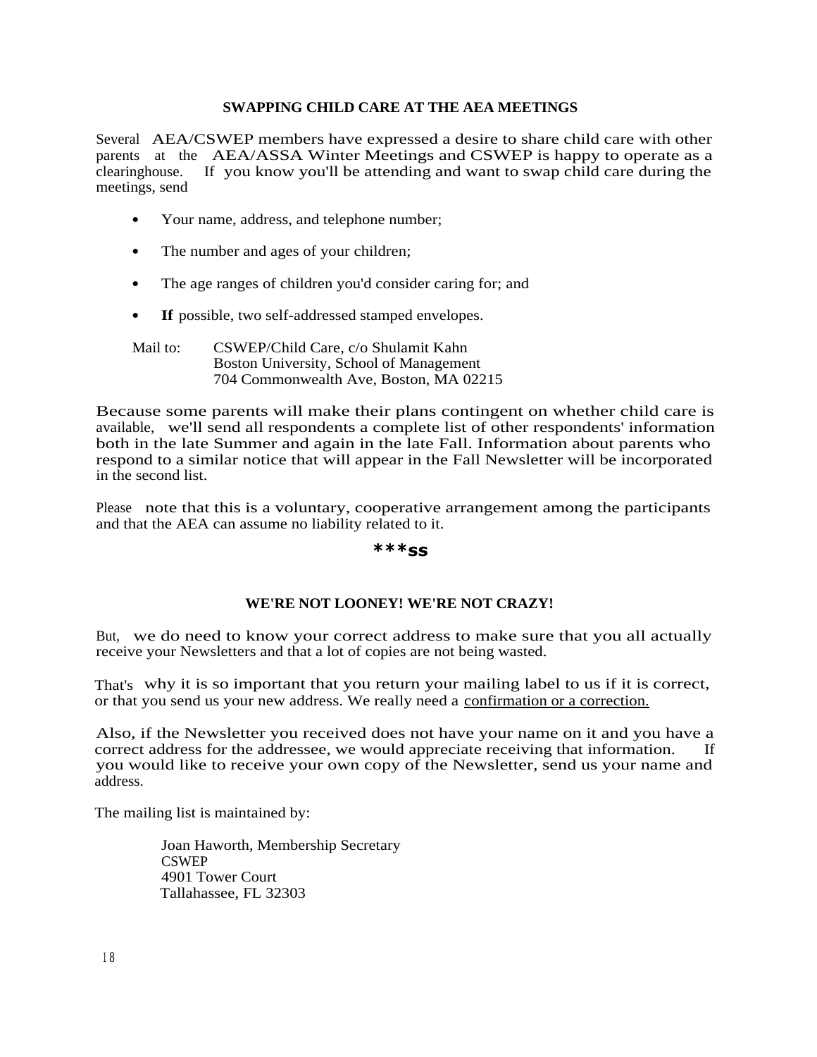## SWAPPING CHILD CARE AT THE AEA MEETINGS

Several AEA/CSWEP members have expressed a desire to share child care with other parents at the AEA/ASSA Winter Meetings and CSWEP is happy to operate as a clearinghouse. If you know you'll be attending and want to swap child care during the meetings, send

- Your name, address, and telephone number;
- The number and ages of your children;
- The age ranges of children you'd consider caring for; and
- **If** possible, two self-addressed stamped envelopes.

Mail to: CSWEP/Child Care, c/o Shulamit Kahn
Boston University, School of Management
704 Commonwealth Ave, Boston, MA 02215

Because some parents will make their plans contingent on whether child care is available, we'll send all respondents a complete list of other respondents' information both in the late Summer and again in the late Fall. Information about parents who respond to a similar notice that will appear in the Fall Newsletter will be incorporated in the second list.

Please note that this is a voluntary, cooperative arrangement among the participants and that the AEA can assume no liability related to it.

***ss

## WE'RE NOT LOONEY! WE'RE NOT CRAZY!

But, we do need to know your correct address to make sure that you all actually receive your Newsletters and that a lot of copies are not being wasted.

That's why it is so important that you return your mailing label to us if it is correct, or that you send us your new address. We really need a confirmation or a correction.

Also, if the Newsletter you received does not have your name on it and you have a correct address for the addressee, we would appreciate receiving that information. If you would like to receive your own copy of the Newsletter, send us your name and address.

The mailing list is maintained by:

Joan Haworth, Membership Secretary
CSWEP
4901 Tower Court
Tallahassee, FL 32303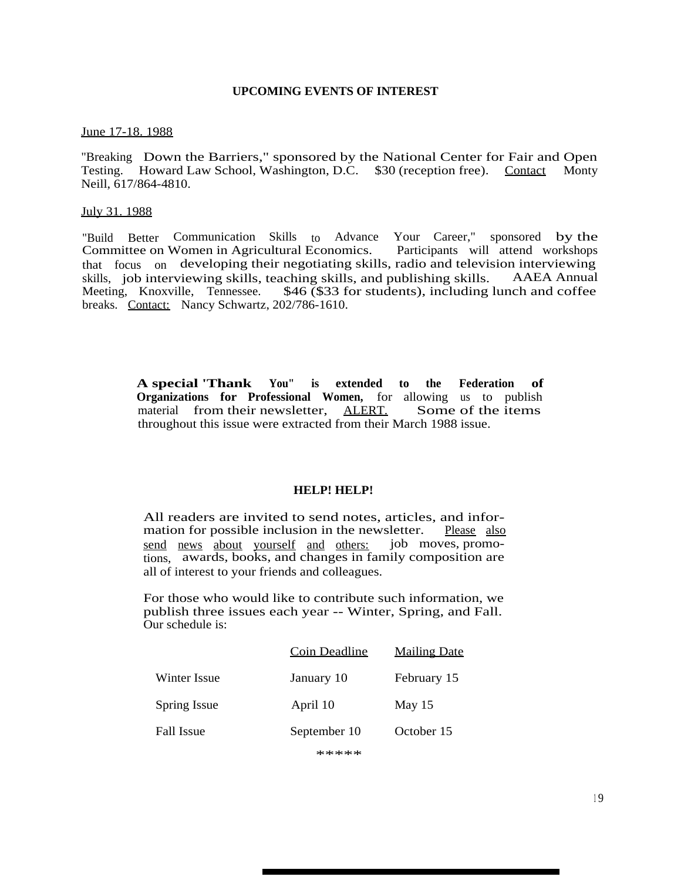**UPCOMING EVENTS OF INTEREST**

June 17-18. 1988

"Breaking Down the Barriers," sponsored by the National Center for Fair and Open Testing. Howard Law School, Washington, D.C. $30 (reception free). Contact Monty Neill, 617/864-4810.

July 31. 1988

"Build Better Communication Skills to Advance Your Career," sponsored by the Committee on Women in Agricultural Economics. Participants will attend workshops that focus on developing their negotiating skills, radio and television interviewing skills, job interviewing skills, teaching skills, and publishing skills. AAEA Annual Meeting, Knoxville, Tennessee. $46 ($33 for students), including lunch and coffee breaks. Contact: Nancy Schwartz, 202/786-1610.

**A special 'Thank You" is extended to the Federation of Organizations for Professional Women,** for allowing us to publish material from their newsletter, ALERT. Some of the items throughout this issue were extracted from their March 1988 issue.

**HELP! HELP!**

All readers are invited to send notes, articles, and information for possible inclusion in the newsletter. Please also send news about yourself and others: job moves, promotions, awards, books, and changes in family composition are all of interest to your friends and colleagues.

For those who would like to contribute such information, we publish three issues each year -- Winter, Spring, and Fall. Our schedule is:

| | Coin Deadline | Mailing Date |
|---|---|---|
| Winter Issue | January 10 | February 15 |
| Spring Issue | April 10 | May 15 |
| Fall Issue | September 10 | October 15 |

*****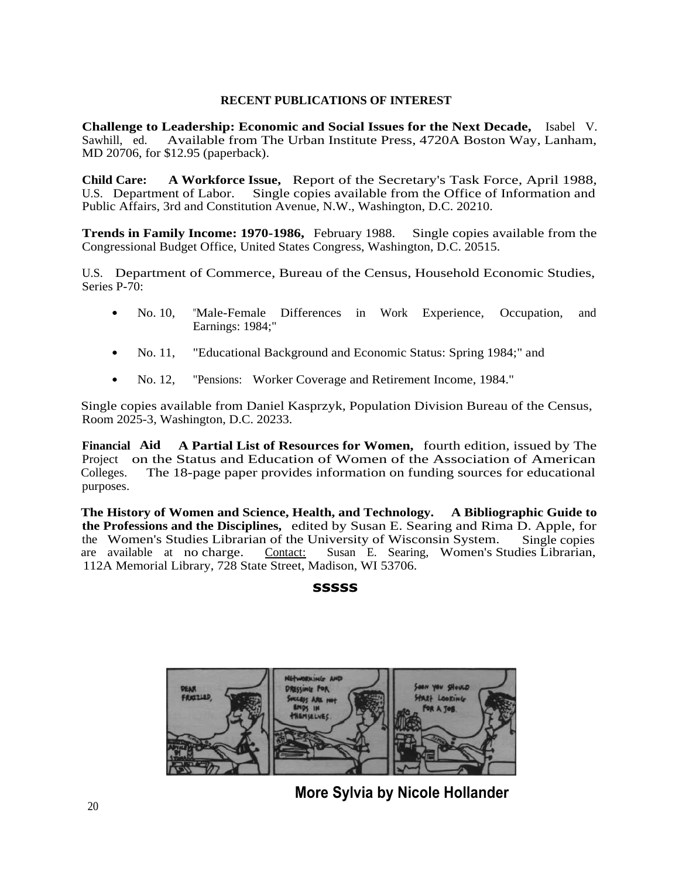### RECENT PUBLICATIONS OF INTEREST

**Challenge to Leadership: Economic and Social Issues for the Next Decade,** Isabel V. Sawhill, ed. Available from The Urban Institute Press, 4720A Boston Way, Lanham, MD 20706, for $12.95 (paperback).

**Child Care: A Workforce Issue,** Report of the Secretary's Task Force, April 1988, U.S. Department of Labor. Single copies available from the Office of Information and Public Affairs, 3rd and Constitution Avenue, N.W., Washington, D.C. 20210.

**Trends in Family Income: 1970-1986,** February 1988. Single copies available from the Congressional Budget Office, United States Congress, Washington, D.C. 20515.

U.S. Department of Commerce, Bureau of the Census, Household Economic Studies, Series P-70:

- No. 10, "Male-Female Differences in Work Experience, Occupation, and Earnings: 1984;"
- No. 11, "Educational Background and Economic Status: Spring 1984;" and
- No. 12, "Pensions: Worker Coverage and Retirement Income, 1984."

Single copies available from Daniel Kasprzyk, Population Division Bureau of the Census, Room 2025-3, Washington, D.C. 20233.

**Financial Aid A Partial List of Resources for Women,** fourth edition, issued by The Project on the Status and Education of Women of the Association of American Colleges. The 18-page paper provides information on funding sources for educational purposes.

**The History of Women and Science, Health, and Technology. A Bibliographic Guide to the Professions and the Disciplines,** edited by Susan E. Searing and Rima D. Apple, for the Women's Studies Librarian of the University of Wisconsin System. Single copies are available at no charge. Contact: Susan E. Searing, Women's Studies Librarian, 112A Memorial Library, 728 State Street, Madison, WI 53706.

SSSSS

**More Sylvia by Nicole Hollander**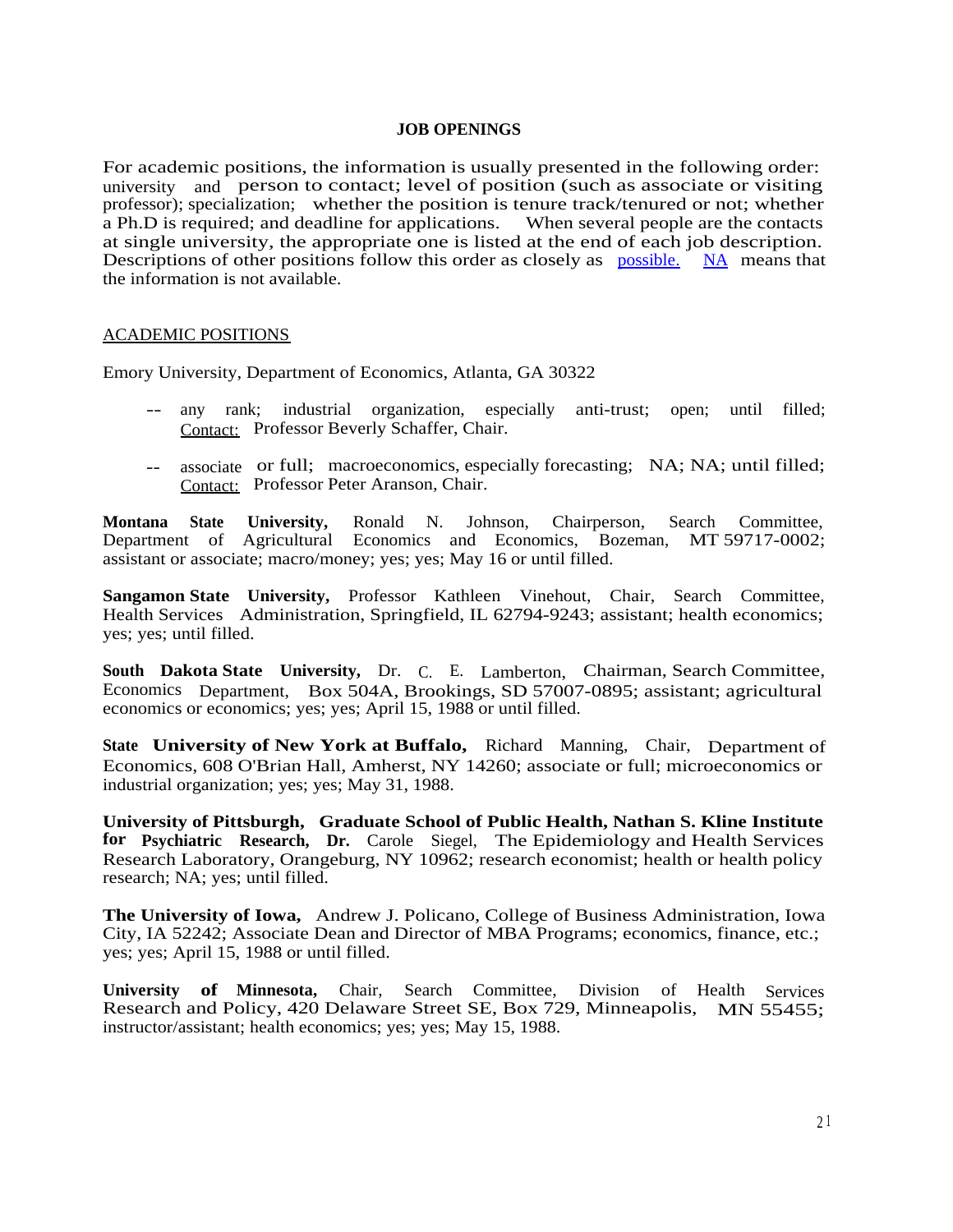**JOB OPENINGS**

For academic positions, the information is usually presented in the following order: university and person to contact; level of position (such as associate or visiting professor); specialization; whether the position is tenure track/tenured or not; whether a Ph.D is required; and deadline for applications. When several people are the contacts at single university, the appropriate one is listed at the end of each job description. Descriptions of other positions follow this order as closely as possible. NA means that the information is not available.

ACADEMIC POSITIONS

Emory University, Department of Economics, Atlanta, GA 30322

- -- any rank; industrial organization, especially anti-trust; open; until filled; Contact: Professor Beverly Schaffer, Chair.
- -- associate or full; macroeconomics, especially forecasting; NA; NA; until filled; Contact: Professor Peter Aranson, Chair.

**Montana State University,** Ronald N. Johnson, Chairperson, Search Committee, Department of Agricultural Economics and Economics, Bozeman, MT 59717-0002; assistant or associate; macro/money; yes; yes; May 16 or until filled.

**Sangamon State University,** Professor Kathleen Vinehout, Chair, Search Committee, Health Services Administration, Springfield, IL 62794-9243; assistant; health economics; yes; yes; until filled.

**South Dakota State University,** Dr. C. E. Lamberton, Chairman, Search Committee, Economics Department, Box 504A, Brookings, SD 57007-0895; assistant; agricultural economics or economics; yes; yes; April 15, 1988 or until filled.

**State University of New York at Buffalo,** Richard Manning, Chair, Department of Economics, 608 O'Brian Hall, Amherst, NY 14260; associate or full; microeconomics or industrial organization; yes; yes; May 31, 1988.

**University of Pittsburgh, Graduate School of Public Health, Nathan S. Kline Institute for Psychiatric Research, Dr.** Carole Siegel, The Epidemiology and Health Services Research Laboratory, Orangeburg, NY 10962; research economist; health or health policy research; NA; yes; until filled.

**The University of Iowa,** Andrew J. Policano, College of Business Administration, Iowa City, IA 52242; Associate Dean and Director of MBA Programs; economics, finance, etc.; yes; yes; April 15, 1988 or until filled.

**University of Minnesota,** Chair, Search Committee, Division of Health Services Research and Policy, 420 Delaware Street SE, Box 729, Minneapolis, MN 55455; instructor/assistant; health economics; yes; yes; May 15, 1988.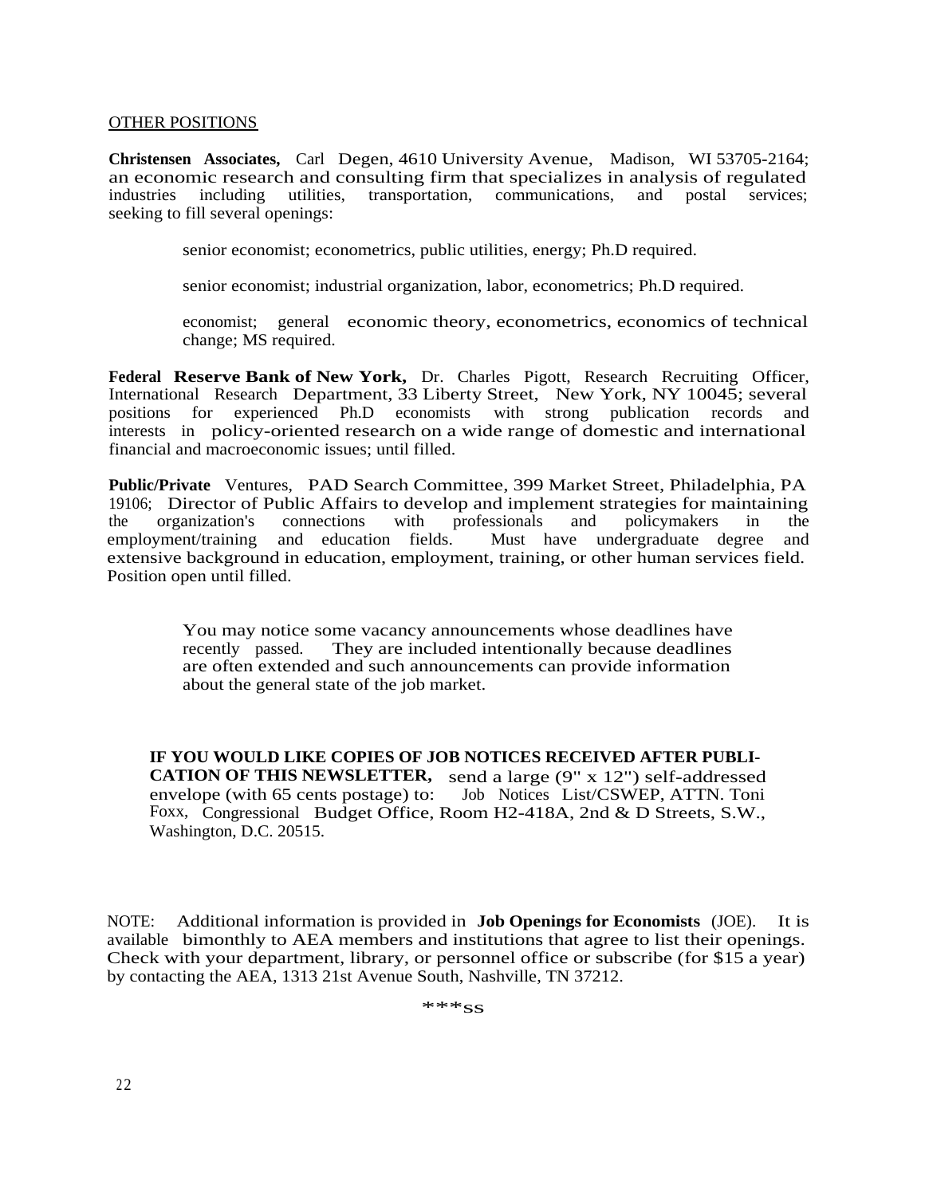OTHER POSITIONS

**Christensen Associates,** Carl Degen, 4610 University Avenue, Madison, WI 53705-2164; an economic research and consulting firm that specializes in analysis of regulated industries including utilities, transportation, communications, and postal services; seeking to fill several openings:

senior economist; econometrics, public utilities, energy; Ph.D required.

senior economist; industrial organization, labor, econometrics; Ph.D required.

economist; general economic theory, econometrics, economics of technical change; MS required.

**Federal Reserve Bank of New York,** Dr. Charles Pigott, Research Recruiting Officer, International Research Department, 33 Liberty Street, New York, NY 10045; several positions for experienced Ph.D economists with strong publication records and interests in policy-oriented research on a wide range of domestic and international financial and macroeconomic issues; until filled.

**Public/Private** Ventures, PAD Search Committee, 399 Market Street, Philadelphia, PA 19106; Director of Public Affairs to develop and implement strategies for maintaining the organization's connections with professionals and policymakers in the employment/training and education fields. Must have undergraduate degree and extensive background in education, employment, training, or other human services field. Position open until filled.

You may notice some vacancy announcements whose deadlines have recently passed. They are included intentionally because deadlines are often extended and such announcements can provide information about the general state of the job market.

**IF YOU WOULD LIKE COPIES OF JOB NOTICES RECEIVED AFTER PUBLICATION OF THIS NEWSLETTER,** send a large (9" x 12") self-addressed envelope (with 65 cents postage) to: Job Notices List/CSWEP, ATTN. Toni Foxx, Congressional Budget Office, Room H2-418A, 2nd & D Streets, S.W., Washington, D.C. 20515.

NOTE: Additional information is provided in **Job Openings for Economists** (JOE). It is available bimonthly to AEA members and institutions that agree to list their openings. Check with your department, library, or personnel office or subscribe (for $15 a year) by contacting the AEA, 1313 21st Avenue South, Nashville, TN 37212.

***ss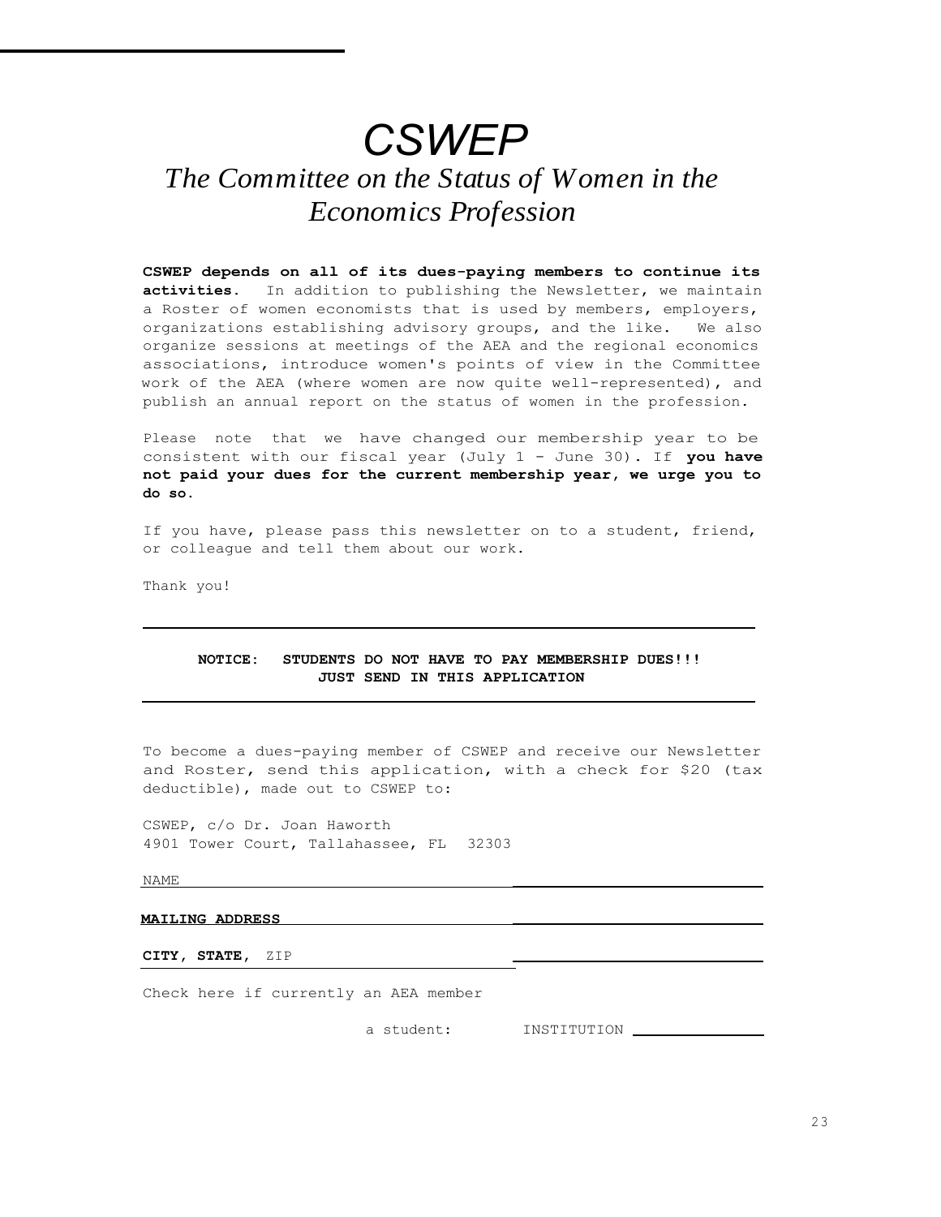# CSWEP

## *The Committee on the Status of Women in the Economics Profession*

**CSWEP depends on all of its dues-paying members to continue its activities.** In addition to publishing the Newsletter, we maintain a Roster of women economists that is used by members, employers, organizations establishing advisory groups, and the like. We also organize sessions at meetings of the AEA and the regional economics associations, introduce women's points of view in the Committee work of the AEA (where women are now quite well-represented), and publish an annual report on the status of women in the profession.

Please note that we have changed our membership year to be consistent with our fiscal year (July 1 - June 30). If **you have not paid your dues for the current membership year, we urge you to do so.**

If you have, please pass this newsletter on to a student, friend, or colleague and tell them about our work.

Thank you!

---

**NOTICE: STUDENTS DO NOT HAVE TO PAY MEMBERSHIP DUES!!!**
**JUST SEND IN THIS APPLICATION**

---

To become a dues-paying member of CSWEP and receive our Newsletter and Roster, send this application, with a check for $20 (tax deductible), made out to CSWEP to:

CSWEP, c/o Dr. Joan Haworth
4901 Tower Court, Tallahassee, FL 32303

NAME ______________________________

**MAILING ADDRESS** ______________________________

**CITY, STATE,** ZIP ______________________________

Check here if currently an AEA member

a student: INSTITUTION ______________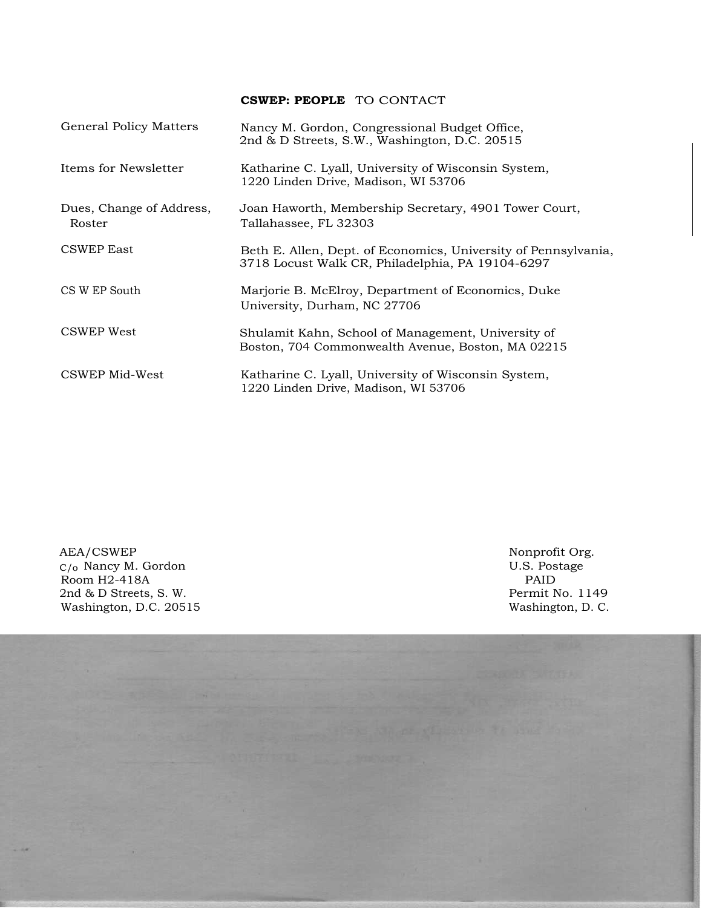## CSWEP: PEOPLE TO CONTACT

| | |
|---|---|
| General Policy Matters | Nancy M. Gordon, Congressional Budget Office, 2nd & D Streets, S.W., Washington, D.C. 20515 |
| Items for Newsletter | Katharine C. Lyall, University of Wisconsin System, 1220 Linden Drive, Madison, WI 53706 |
| Dues, Change of Address, Roster | Joan Haworth, Membership Secretary, 4901 Tower Court, Tallahassee, FL 32303 |
| CSWEP East | Beth E. Allen, Dept. of Economics, University of Pennsylvania, 3718 Locust Walk CR, Philadelphia, PA 19104-6297 |
| CSWEP South | Marjorie B. McElroy, Department of Economics, Duke University, Durham, NC 27706 |
| CSWEP West | Shulamit Kahn, School of Management, University of Boston, 704 Commonwealth Avenue, Boston, MA 02215 |
| CSWEP Mid-West | Katharine C. Lyall, University of Wisconsin System, 1220 Linden Drive, Madison, WI 53706 |

AEA/CSWEP
c/o Nancy M. Gordon
Room H2-418A
2nd & D Streets, S. W.
Washington, D.C. 20515

Nonprofit Org.
U.S. Postage
PAID
Permit No. 1149
Washington, D. C.